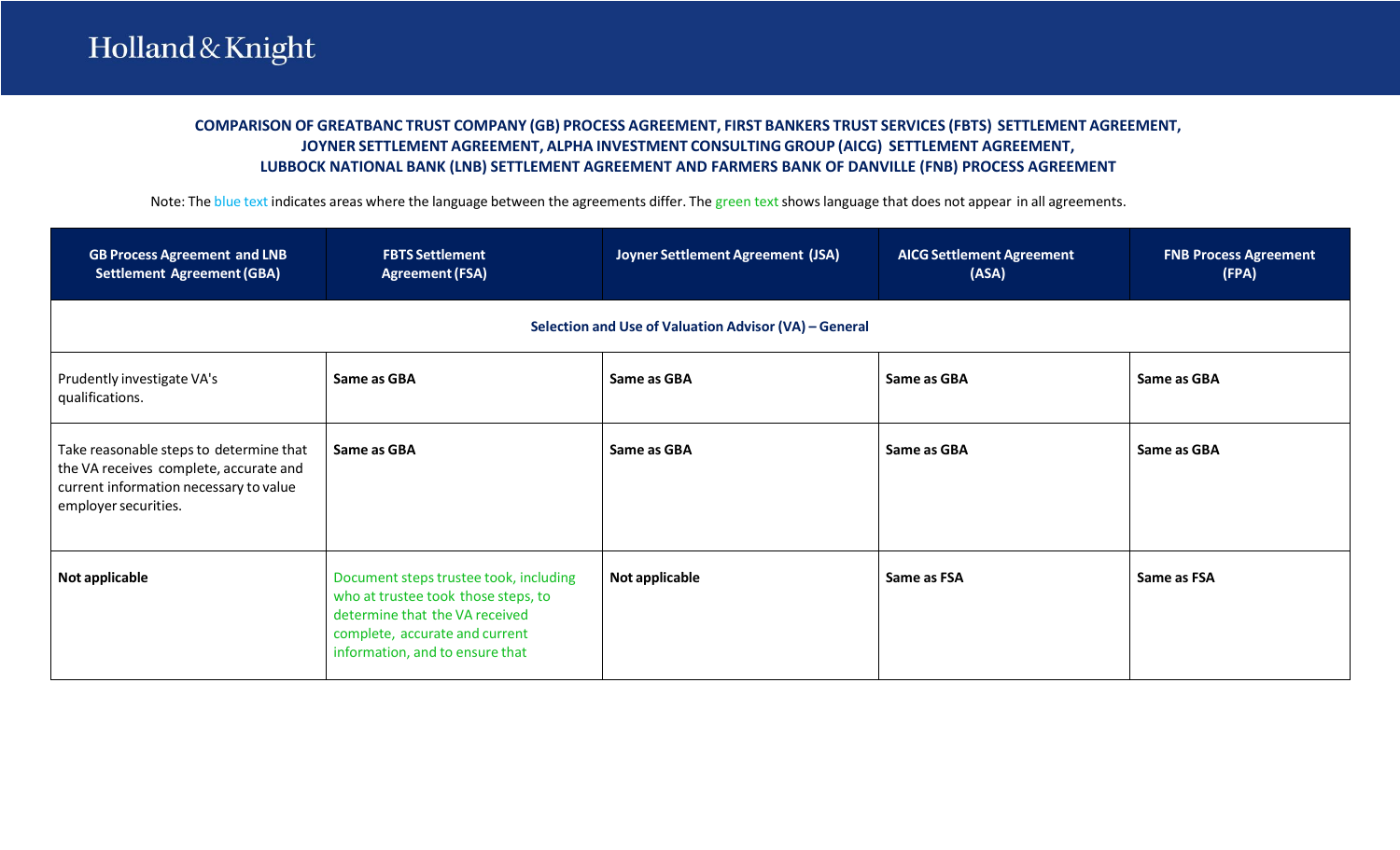Holland & Knight

## COMPARISON OF GREATBANC TRUST COMPANY (GB) PROCESS AGREEMENT, FIRST BANKERS TRUST SERVICES (FBTS) SETTLEMENT AGREEMENT, JOYNER SETTLEMENT AGREEMENT, ALPHA INVESTMENT CONSULTING GROUP (AICG) SETTLEMENT AGREEMENT, LUBBOCK NATIONAL BANK (LNB) SETTLEMENT AGREEMENT AND FARMERS BANK OF DANVILLE (FNB) PROCESS AGREEMENT

Note: The blue text indicates areas where the language between the agreements differ. The green text shows language that does not appear in all agreements.

| GB Process Agreement and LNB Settlement Agreement (GBA) | FBTS Settlement Agreement (FSA) | Joyner Settlement Agreement (JSA) | AICG Settlement Agreement (ASA) | FNB Process Agreement (FPA) |
|---|---|---|---|---|
| **Selection and Use of Valuation Advisor (VA) – General** | | | | |
| Prudently investigate VA's qualifications. | **Same as GBA** | **Same as GBA** | **Same as GBA** | **Same as GBA** |
| Take reasonable steps to determine that the VA receives complete, accurate and current information necessary to value employer securities. | **Same as GBA** | **Same as GBA** | **Same as GBA** | **Same as GBA** |
| **Not applicable** | Document steps trustee took, including who at trustee took those steps, to determine that the VA received complete, accurate and current information, and to ensure that | **Not applicable** | **Same as FSA** | **Same as FSA** |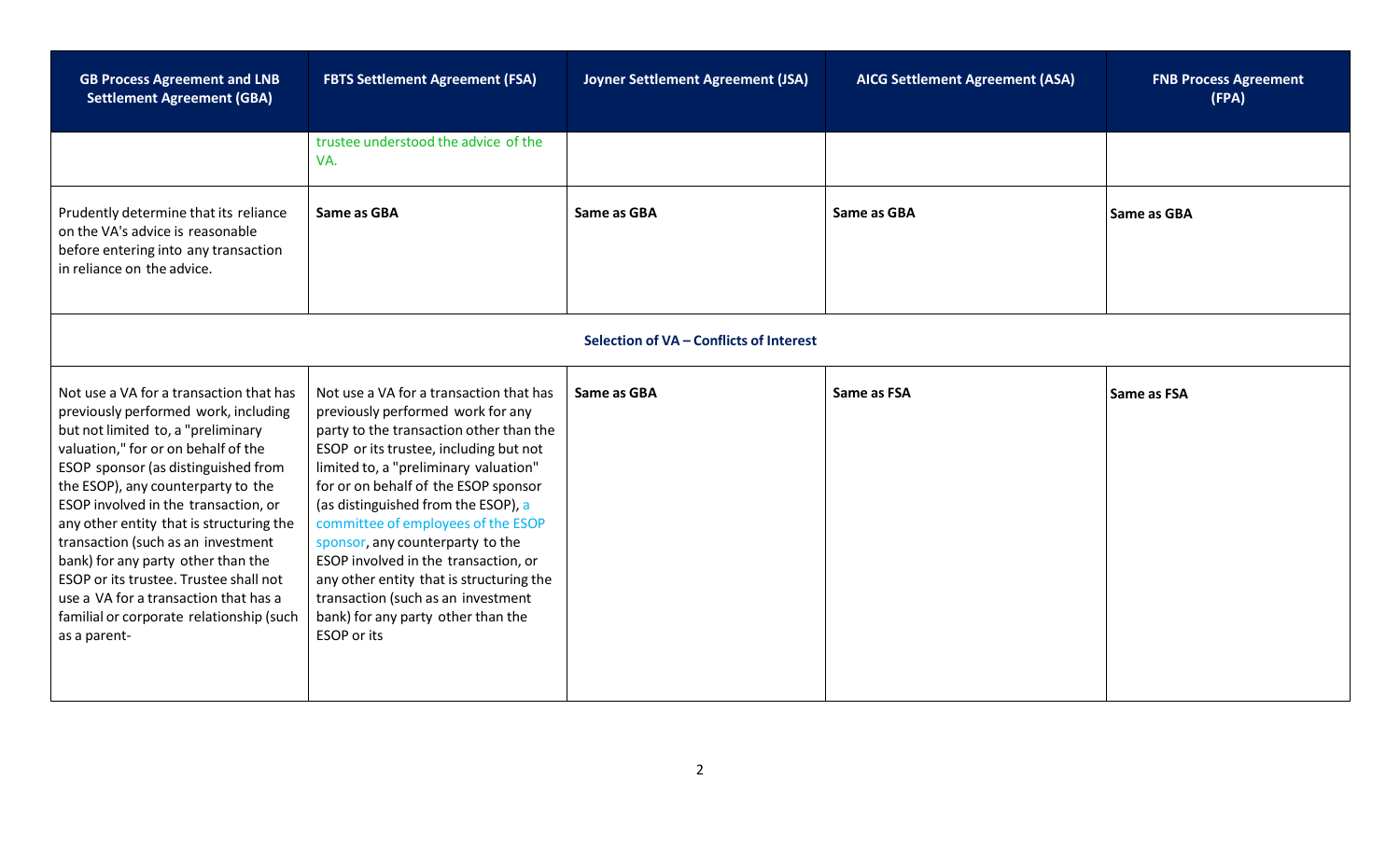| GB Process Agreement and LNB Settlement Agreement (GBA) | FBTS Settlement Agreement (FSA) | Joyner Settlement Agreement (JSA) | AICG Settlement Agreement (ASA) | FNB Process Agreement (FPA) |
|---|---|---|---|---|
| | trustee understood the advice of the VA. | | | |
| Prudently determine that its reliance on the VA's advice is reasonable before entering into any transaction in reliance on the advice. | **Same as GBA** | **Same as GBA** | **Same as GBA** | **Same as GBA** |
| **Selection of VA – Conflicts of Interest** | | | | |
| Not use a VA for a transaction that has previously performed work, including but not limited to, a "preliminary valuation," for or on behalf of the ESOP sponsor (as distinguished from the ESOP), any counterparty to the ESOP involved in the transaction, or any other entity that is structuring the transaction (such as an investment bank) for any party other than the ESOP or its trustee. Trustee shall not use a VA for a transaction that has a familial or corporate relationship (such as a parent- | Not use a VA for a transaction that has previously performed work for any party to the transaction other than the ESOP or its trustee, including but not limited to, a "preliminary valuation" for or on behalf of the ESOP sponsor (as distinguished from the ESOP), a committee of employees of the ESOP sponsor, any counterparty to the ESOP involved in the transaction, or any other entity that is structuring the transaction (such as an investment bank) for any party other than the ESOP or its | **Same as GBA** | **Same as FSA** | **Same as FSA** |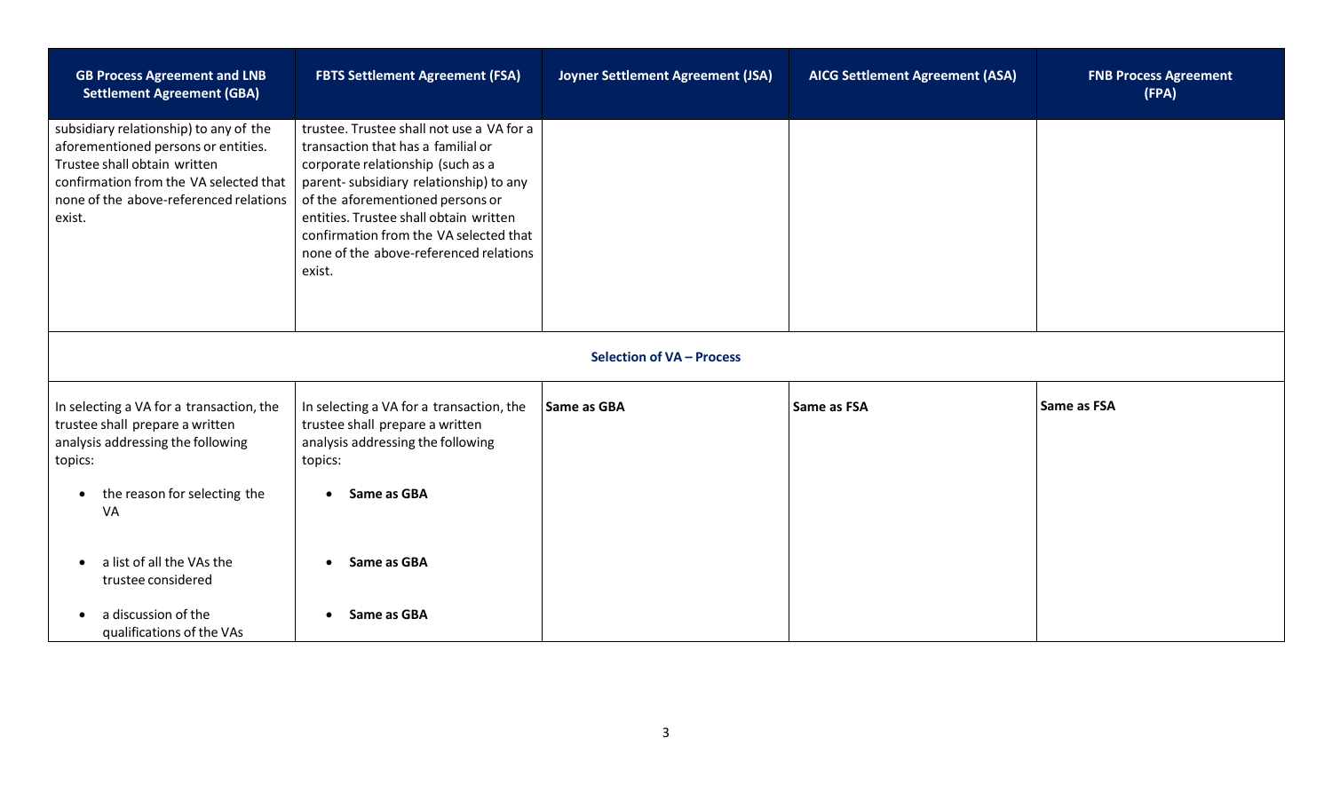| GB Process Agreement and LNB Settlement Agreement (GBA) | FBTS Settlement Agreement (FSA) | Joyner Settlement Agreement (JSA) | AICG Settlement Agreement (ASA) | FNB Process Agreement (FPA) |
|---|---|---|---|---|
| subsidiary relationship) to any of the aforementioned persons or entities. Trustee shall obtain written confirmation from the VA selected that none of the above-referenced relations exist. | trustee. Trustee shall not use a VA for a transaction that has a familial or corporate relationship (such as a parent- subsidiary relationship) to any of the aforementioned persons or entities. Trustee shall obtain written confirmation from the VA selected that none of the above-referenced relations exist. | | | |
| **Selection of VA – Process** | | | | |
| In selecting a VA for a transaction, the trustee shall prepare a written analysis addressing the following topics:<br><br>• the reason for selecting the VA<br><br>• a list of all the VAs the trustee considered<br><br>• a discussion of the qualifications of the VAs | In selecting a VA for a transaction, the trustee shall prepare a written analysis addressing the following topics:<br><br>• **Same as GBA**<br><br>• **Same as GBA**<br><br>• **Same as GBA** | **Same as GBA** | **Same as FSA** | **Same as FSA** |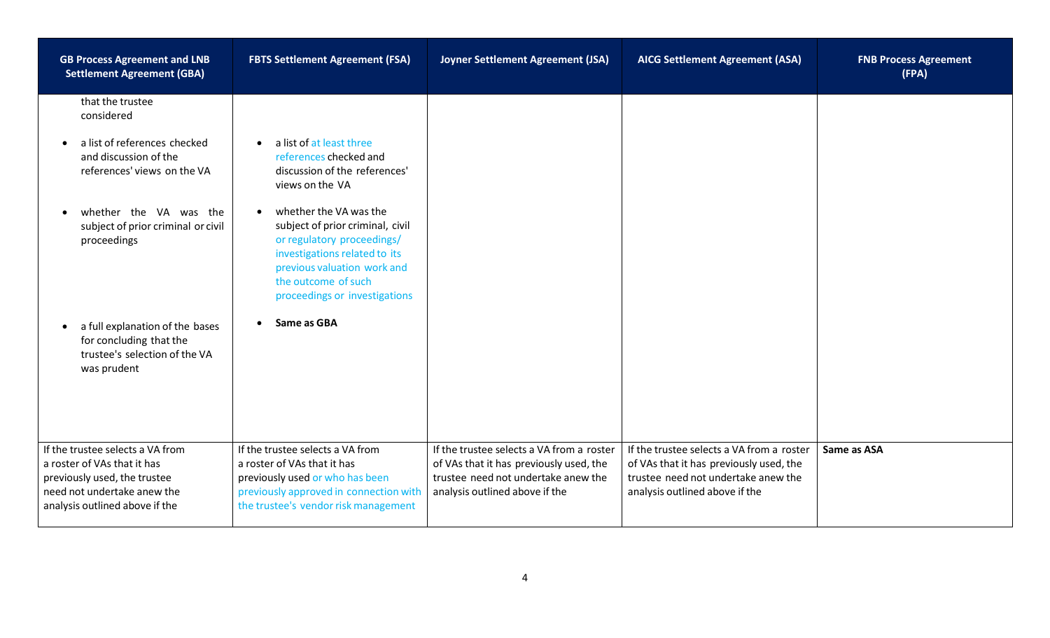| GB Process Agreement and LNB Settlement Agreement (GBA) | FBTS Settlement Agreement (FSA) | Joyner Settlement Agreement (JSA) | AICG Settlement Agreement (ASA) | FNB Process Agreement (FPA) |
|---|---|---|---|---|
| that the trustee considered<br><br>• a list of references checked and discussion of the references' views on the VA<br><br>• whether the VA was the subject of prior criminal or civil proceedings<br><br>• a full explanation of the bases for concluding that the trustee's selection of the VA was prudent | • a list of at least three references checked and discussion of the references' views on the VA<br><br>• whether the VA was the subject of prior criminal, civil or regulatory proceedings/ investigations related to its previous valuation work and the outcome of such proceedings or investigations<br><br>• **Same as GBA** | | | |
| If the trustee selects a VA from a roster of VAs that it has previously used, the trustee need not undertake anew the analysis outlined above if the | If the trustee selects a VA from a roster of VAs that it has previously used or who has been previously approved in connection with the trustee's vendor risk management | If the trustee selects a VA from a roster of VAs that it has previously used, the trustee need not undertake anew the analysis outlined above if the | If the trustee selects a VA from a roster of VAs that it has previously used, the trustee need not undertake anew the analysis outlined above if the | **Same as ASA** |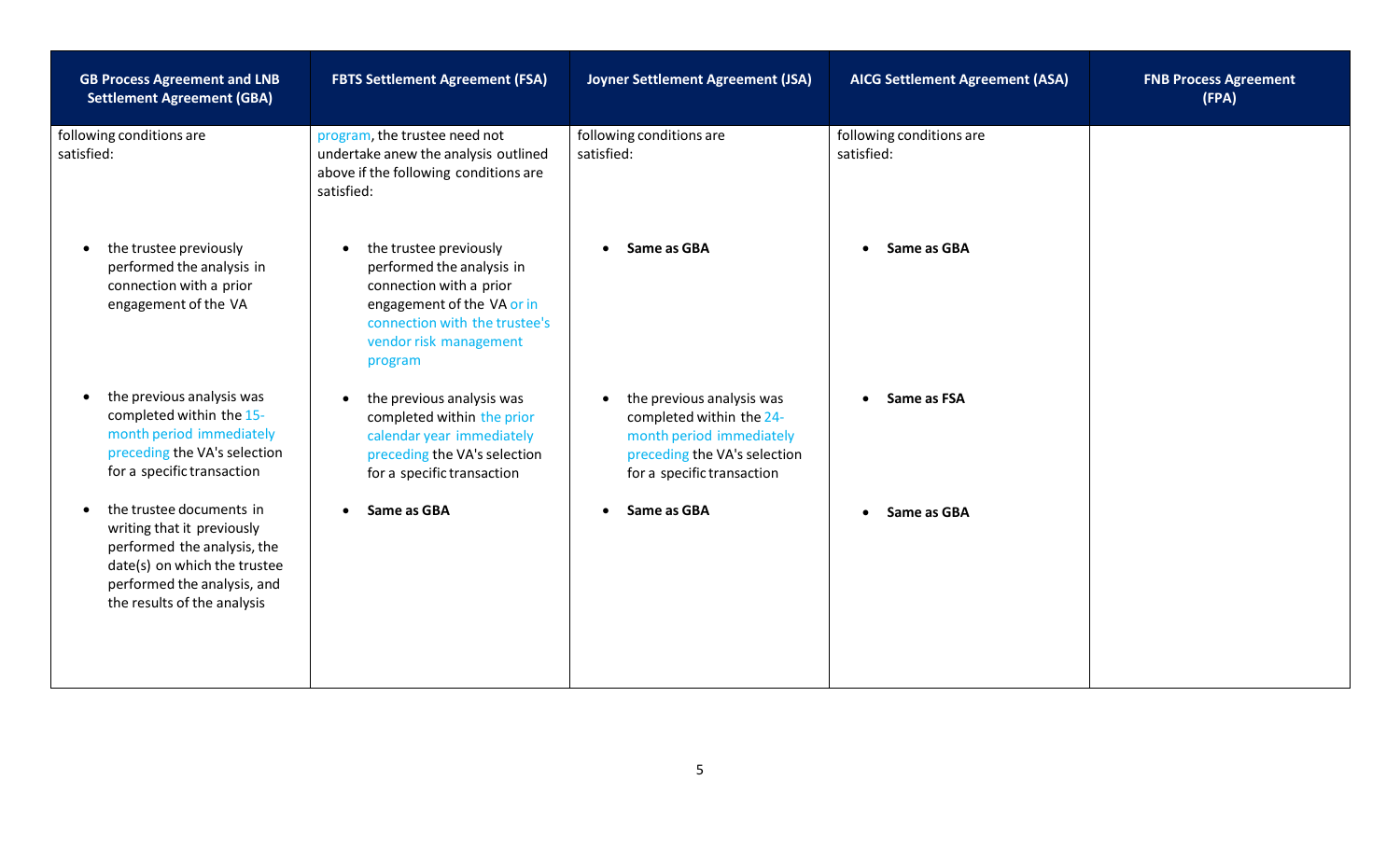| GB Process Agreement and LNB Settlement Agreement (GBA) | FBTS Settlement Agreement (FSA) | Joyner Settlement Agreement (JSA) | AICG Settlement Agreement (ASA) | FNB Process Agreement (FPA) |
|---|---|---|---|---|
| following conditions are satisfied: | program, the trustee need not undertake anew the analysis outlined above if the following conditions are satisfied: | following conditions are satisfied: | following conditions are satisfied: | |
| • the trustee previously performed the analysis in connection with a prior engagement of the VA | • the trustee previously performed the analysis in connection with a prior engagement of the VA or in connection with the trustee's vendor risk management program | • **Same as GBA** | • **Same as GBA** | |
| • the previous analysis was completed within the 15-month period immediately preceding the VA's selection for a specific transaction | • the previous analysis was completed within the prior calendar year immediately preceding the VA's selection for a specific transaction | • the previous analysis was completed within the 24-month period immediately preceding the VA's selection for a specific transaction | • **Same as FSA** | |
| • the trustee documents in writing that it previously performed the analysis, the date(s) on which the trustee performed the analysis, and the results of the analysis | • **Same as GBA** | • **Same as GBA** | • **Same as GBA** | |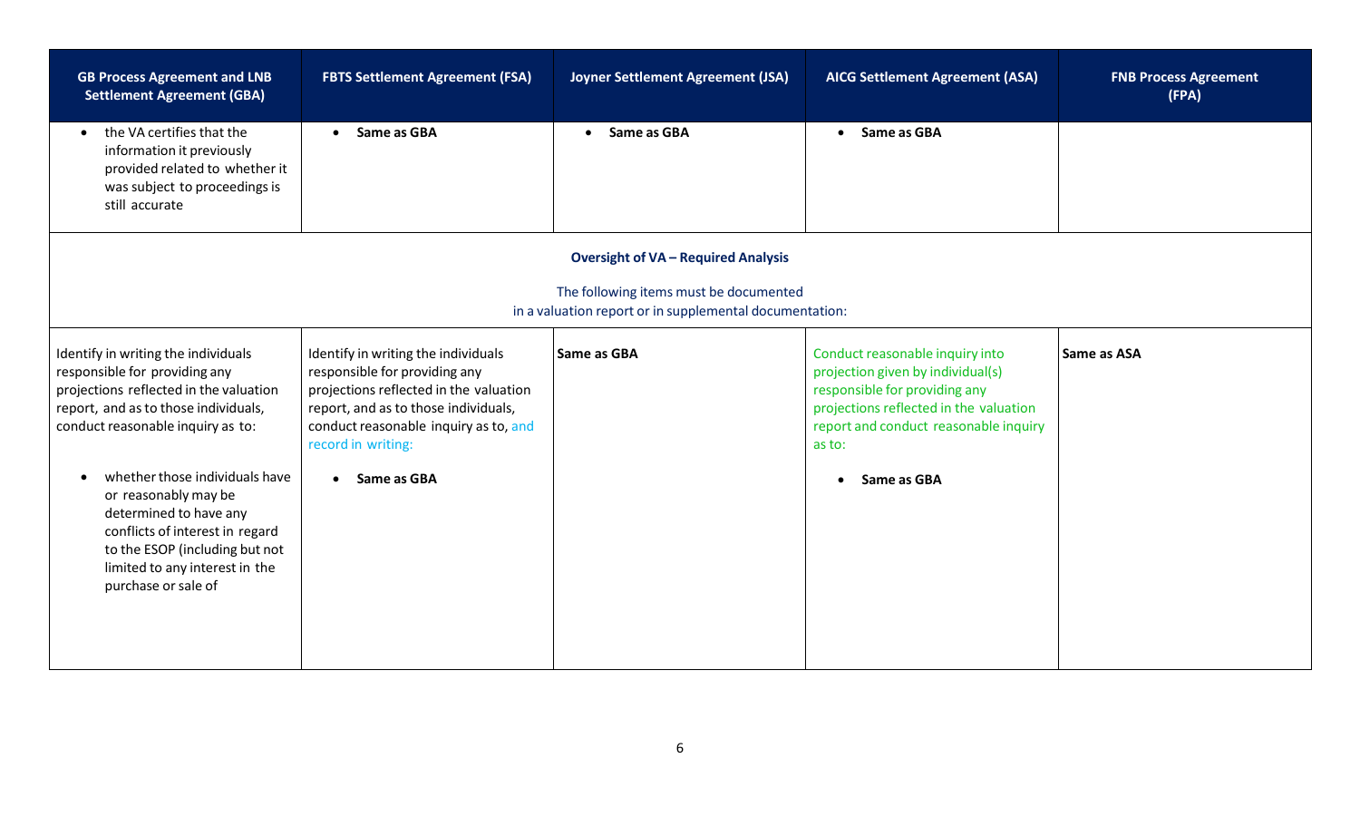| GB Process Agreement and LNB Settlement Agreement (GBA) | FBTS Settlement Agreement (FSA) | Joyner Settlement Agreement (JSA) | AICG Settlement Agreement (ASA) | FNB Process Agreement (FPA) |
|---|---|---|---|---|
| • the VA certifies that the information it previously provided related to whether it was subject to proceedings is still accurate | • **Same as GBA** | • **Same as GBA** | • **Same as GBA** | |
| **Oversight of VA – Required Analysis**<br><br>The following items must be documented in a valuation report or in supplemental documentation: | | | | |
| Identify in writing the individuals responsible for providing any projections reflected in the valuation report, and as to those individuals, conduct reasonable inquiry as to:<br><br>• whether those individuals have or reasonably may be determined to have any conflicts of interest in regard to the ESOP (including but not limited to any interest in the purchase or sale of | Identify in writing the individuals responsible for providing any projections reflected in the valuation report, and as to those individuals, conduct reasonable inquiry as to, and record in writing:<br><br>• **Same as GBA** | **Same as GBA** | Conduct reasonable inquiry into projection given by individual(s) responsible for providing any projections reflected in the valuation report and conduct reasonable inquiry as to:<br><br>• **Same as GBA** | **Same as ASA** |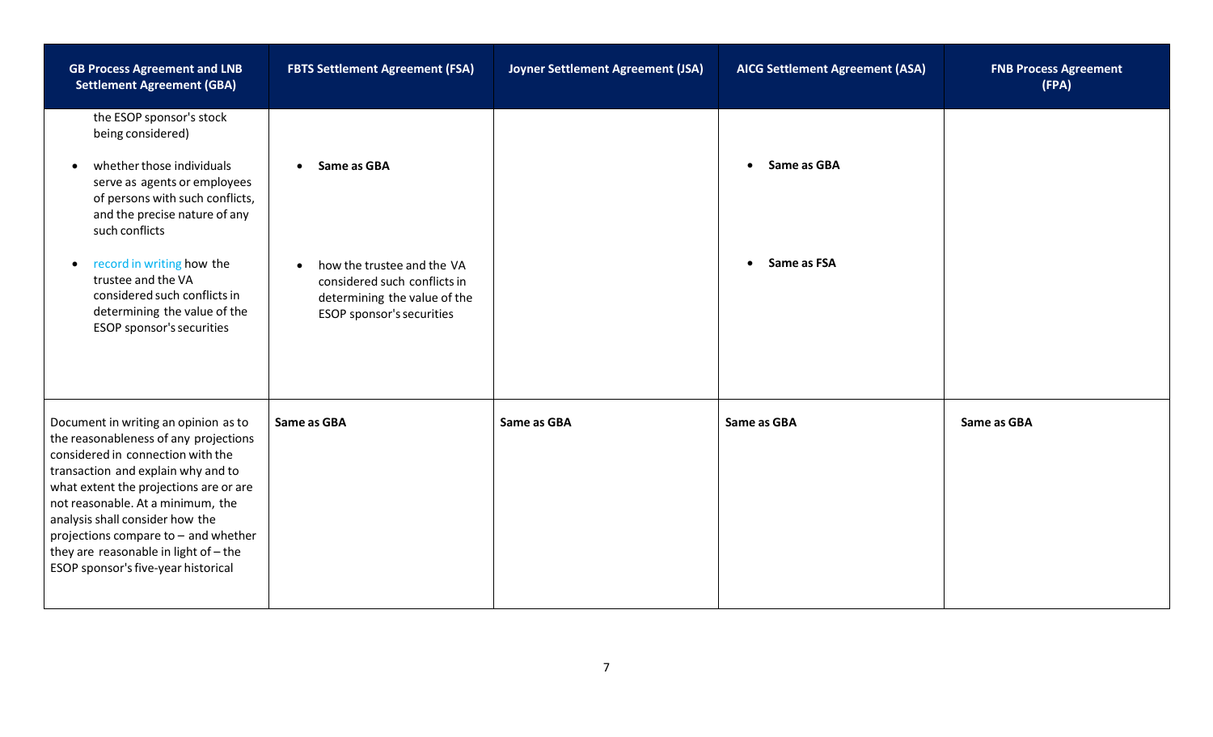| GB Process Agreement and LNB Settlement Agreement (GBA) | FBTS Settlement Agreement (FSA) | Joyner Settlement Agreement (JSA) | AICG Settlement Agreement (ASA) | FNB Process Agreement (FPA) |
|---|---|---|---|---|
| the ESOP sponsor's stock being considered)<br><br>• whether those individuals serve as agents or employees of persons with such conflicts, and the precise nature of any such conflicts<br><br>• record in writing how the trustee and the VA considered such conflicts in determining the value of the ESOP sponsor's securities | • **Same as GBA**<br><br>• how the trustee and the VA considered such conflicts in determining the value of the ESOP sponsor's securities | | • **Same as GBA**<br><br>• **Same as FSA** | |
| Document in writing an opinion as to the reasonableness of any projections considered in connection with the transaction and explain why and to what extent the projections are or are not reasonable. At a minimum, the analysis shall consider how the projections compare to – and whether they are reasonable in light of – the ESOP sponsor's five-year historical | **Same as GBA** | **Same as GBA** | **Same as GBA** | **Same as GBA** |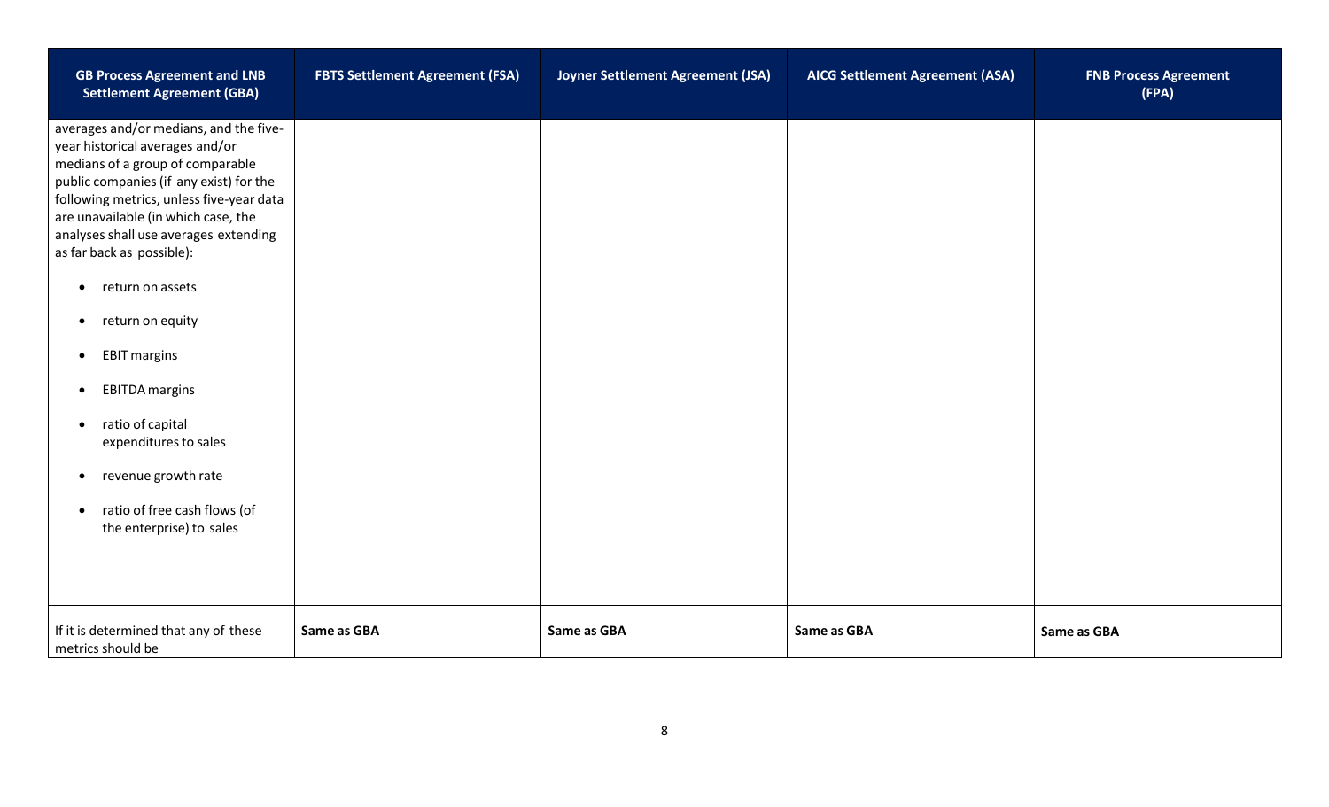| GB Process Agreement and LNB Settlement Agreement (GBA) | FBTS Settlement Agreement (FSA) | Joyner Settlement Agreement (JSA) | AICG Settlement Agreement (ASA) | FNB Process Agreement (FPA) |
|---|---|---|---|---|
| averages and/or medians, and the five-year historical averages and/or medians of a group of comparable public companies (if any exist) for the following metrics, unless five-year data are unavailable (in which case, the analyses shall use averages extending as far back as possible):<br><br>• return on assets<br>• return on equity<br>• EBIT margins<br>• EBITDA margins<br>• ratio of capital expenditures to sales<br>• revenue growth rate<br>• ratio of free cash flows (of the enterprise) to sales | | | | |
| If it is determined that any of these metrics should be | **Same as GBA** | **Same as GBA** | **Same as GBA** | **Same as GBA** |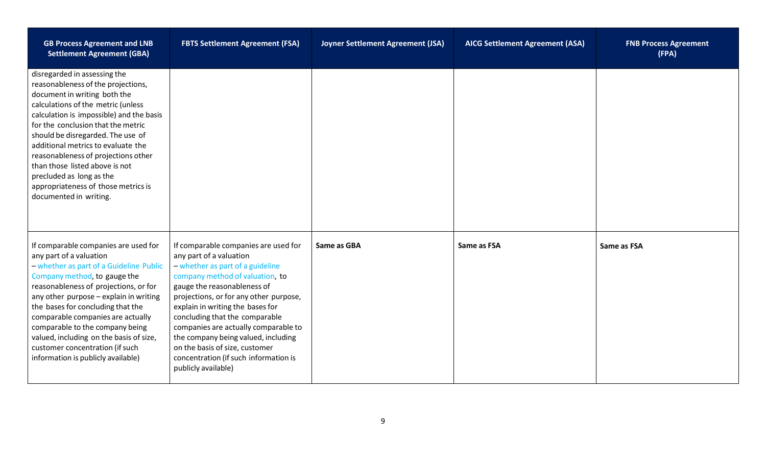| GB Process Agreement and LNB Settlement Agreement (GBA) | FBTS Settlement Agreement (FSA) | Joyner Settlement Agreement (JSA) | AICG Settlement Agreement (ASA) | FNB Process Agreement (FPA) |
| --- | --- | --- | --- | --- |
| disregarded in assessing the reasonableness of the projections, document in writing both the calculations of the metric (unless calculation is impossible) and the basis for the conclusion that the metric should be disregarded. The use of additional metrics to evaluate the reasonableness of projections other than those listed above is not precluded as long as the appropriateness of those metrics is documented in writing. | | | | |
| If comparable companies are used for any part of a valuation – whether as part of a Guideline Public Company method, to gauge the reasonableness of projections, or for any other purpose – explain in writing the bases for concluding that the comparable companies are actually comparable to the company being valued, including on the basis of size, customer concentration (if such information is publicly available) | If comparable companies are used for any part of a valuation – whether as part of a guideline company method of valuation, to gauge the reasonableness of projections, or for any other purpose, explain in writing the bases for concluding that the comparable companies are actually comparable to the company being valued, including on the basis of size, customer concentration (if such information is publicly available) | **Same as GBA** | **Same as FSA** | **Same as FSA** |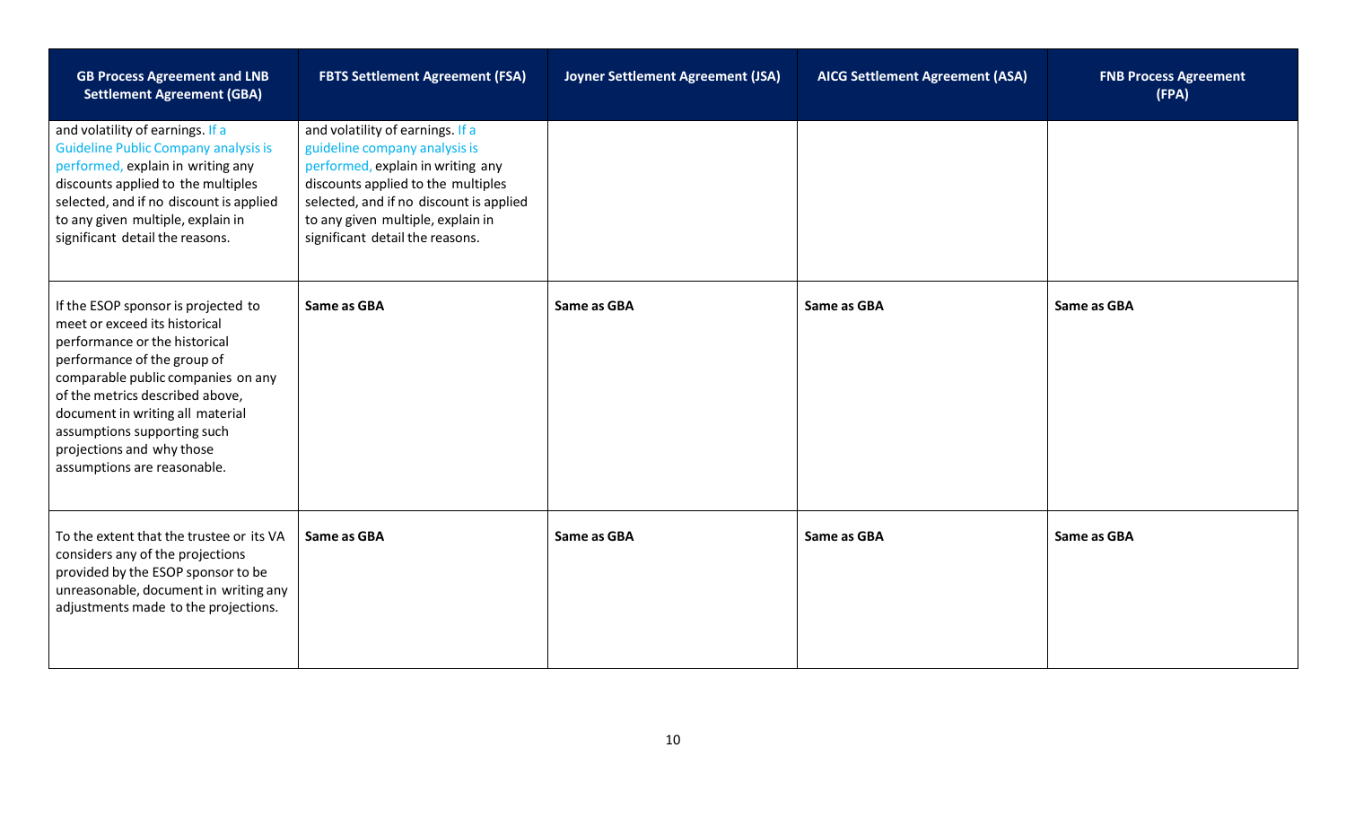| GB Process Agreement and LNB Settlement Agreement (GBA) | FBTS Settlement Agreement (FSA) | Joyner Settlement Agreement (JSA) | AICG Settlement Agreement (ASA) | FNB Process Agreement (FPA) |
|---|---|---|---|---|
| and volatility of earnings. If a Guideline Public Company analysis is performed, explain in writing any discounts applied to the multiples selected, and if no discount is applied to any given multiple, explain in significant detail the reasons. | and volatility of earnings. If a guideline company analysis is performed, explain in writing any discounts applied to the multiples selected, and if no discount is applied to any given multiple, explain in significant detail the reasons. | | | |
| If the ESOP sponsor is projected to meet or exceed its historical performance or the historical performance of the group of comparable public companies on any of the metrics described above, document in writing all material assumptions supporting such projections and why those assumptions are reasonable. | **Same as GBA** | **Same as GBA** | **Same as GBA** | **Same as GBA** |
| To the extent that the trustee or its VA considers any of the projections provided by the ESOP sponsor to be unreasonable, document in writing any adjustments made to the projections. | **Same as GBA** | **Same as GBA** | **Same as GBA** | **Same as GBA** |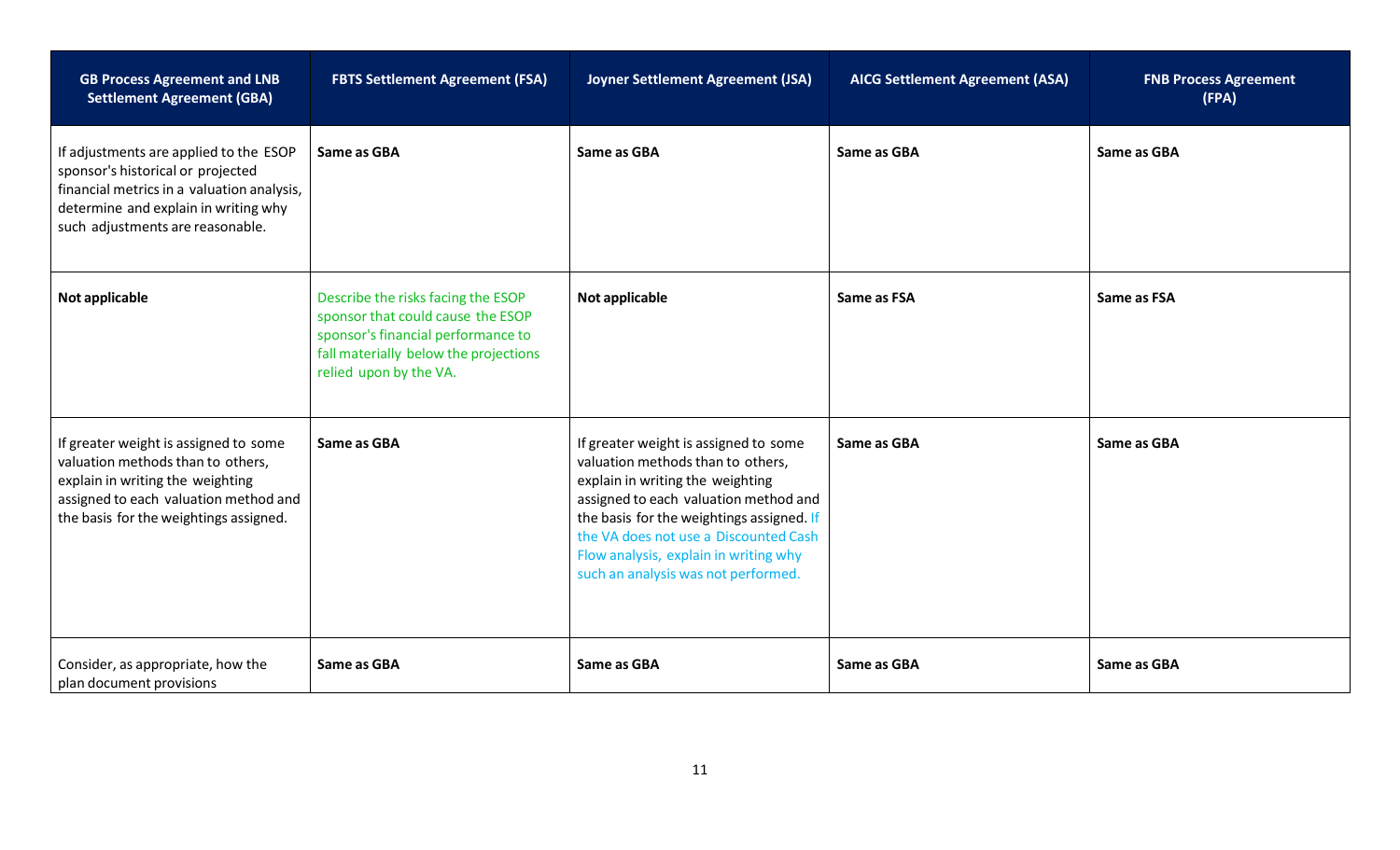| GB Process Agreement and LNB Settlement Agreement (GBA) | FBTS Settlement Agreement (FSA) | Joyner Settlement Agreement (JSA) | AICG Settlement Agreement (ASA) | FNB Process Agreement (FPA) |
| --- | --- | --- | --- | --- |
| If adjustments are applied to the ESOP sponsor's historical or projected financial metrics in a valuation analysis, determine and explain in writing why such adjustments are reasonable. | **Same as GBA** | **Same as GBA** | **Same as GBA** | **Same as GBA** |
| **Not applicable** | Describe the risks facing the ESOP sponsor that could cause the ESOP sponsor's financial performance to fall materially below the projections relied upon by the VA. | **Not applicable** | **Same as FSA** | **Same as FSA** |
| If greater weight is assigned to some valuation methods than to others, explain in writing the weighting assigned to each valuation method and the basis for the weightings assigned. | **Same as GBA** | If greater weight is assigned to some valuation methods than to others, explain in writing the weighting assigned to each valuation method and the basis for the weightings assigned. If the VA does not use a Discounted Cash Flow analysis, explain in writing why such an analysis was not performed. | **Same as GBA** | **Same as GBA** |
| Consider, as appropriate, how the plan document provisions | **Same as GBA** | **Same as GBA** | **Same as GBA** | **Same as GBA** |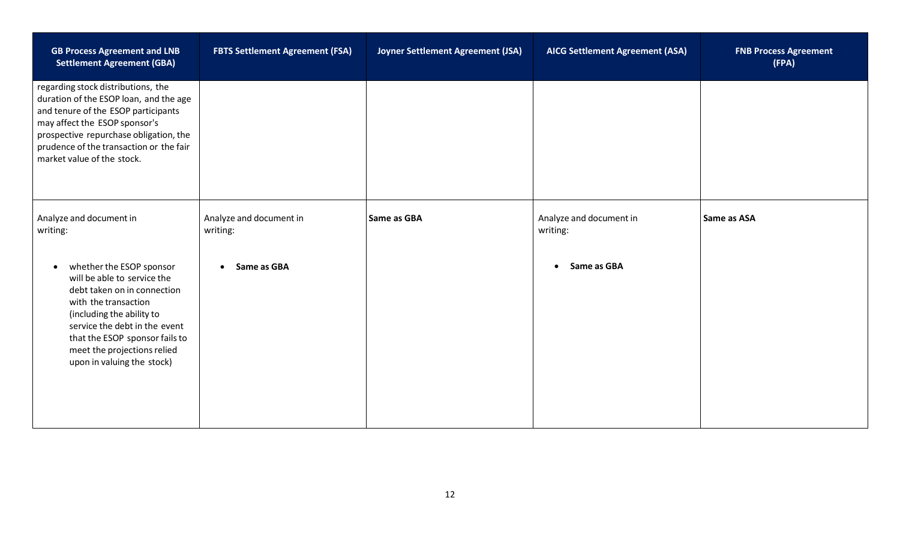| GB Process Agreement and LNB Settlement Agreement (GBA) | FBTS Settlement Agreement (FSA) | Joyner Settlement Agreement (JSA) | AICG Settlement Agreement (ASA) | FNB Process Agreement (FPA) |
|---|---|---|---|---|
| regarding stock distributions, the duration of the ESOP loan, and the age and tenure of the ESOP participants may affect the ESOP sponsor's prospective repurchase obligation, the prudence of the transaction or the fair market value of the stock. | | | | |
| Analyze and document in writing: <br><br> • whether the ESOP sponsor will be able to service the debt taken on in connection with the transaction (including the ability to service the debt in the event that the ESOP sponsor fails to meet the projections relied upon in valuing the stock) | Analyze and document in writing: <br><br> • **Same as GBA** | **Same as GBA** | Analyze and document in writing: <br><br> • **Same as GBA** | **Same as ASA** |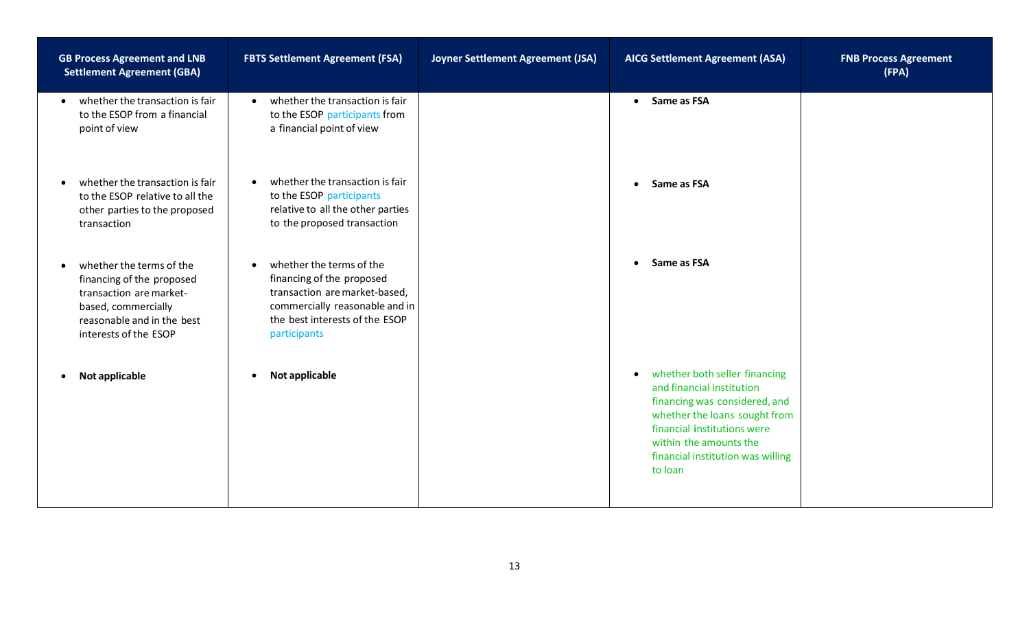| GB Process Agreement and LNB Settlement Agreement (GBA) | FBTS Settlement Agreement (FSA) | Joyner Settlement Agreement (JSA) | AICG Settlement Agreement (ASA) | FNB Process Agreement (FPA) |
|---|---|---|---|---|
| • whether the transaction is fair to the ESOP from a financial point of view | • whether the transaction is fair to the ESOP participants from a financial point of view | | • **Same as FSA** | |
| • whether the transaction is fair to the ESOP relative to all the other parties to the proposed transaction | • whether the transaction is fair to the ESOP participants relative to all the other parties to the proposed transaction | | • **Same as FSA** | |
| • whether the terms of the financing of the proposed transaction are market-based, commercially reasonable and in the best interests of the ESOP | • whether the terms of the financing of the proposed transaction are market-based, commercially reasonable and in the best interests of the ESOP participants | | • **Same as FSA** | |
| • **Not applicable** | • **Not applicable** | | • whether both seller financing and financial institution financing was considered, and whether the loans sought from financial institutions were within the amounts the financial institution was willing to loan | |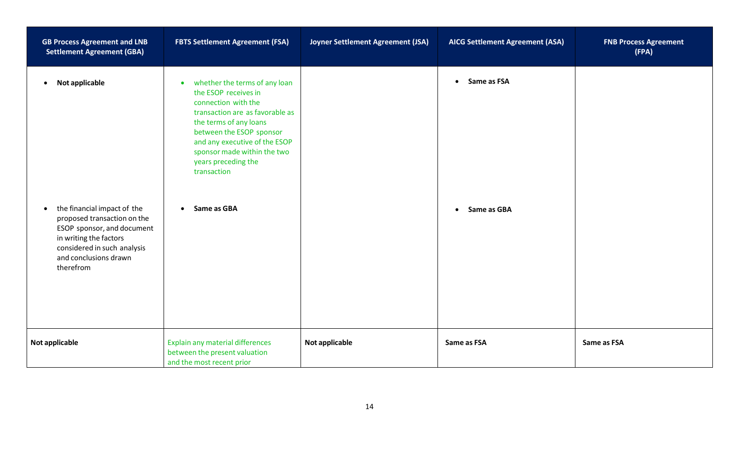| GB Process Agreement and LNB Settlement Agreement (GBA) | FBTS Settlement Agreement (FSA) | Joyner Settlement Agreement (JSA) | AICG Settlement Agreement (ASA) | FNB Process Agreement (FPA) |
|---|---|---|---|---|
| • **Not applicable**<br><br>• the financial impact of the proposed transaction on the ESOP sponsor, and document in writing the factors considered in such analysis and conclusions drawn therefrom | • whether the terms of any loan the ESOP receives in connection with the transaction are as favorable as the terms of any loans between the ESOP sponsor and any executive of the ESOP sponsor made within the two years preceding the transaction<br><br>• **Same as GBA** | | • **Same as FSA**<br><br>• **Same as GBA** | |
| **Not applicable** | Explain any material differences between the present valuation and the most recent prior | **Not applicable** | **Same as FSA** | **Same as FSA** |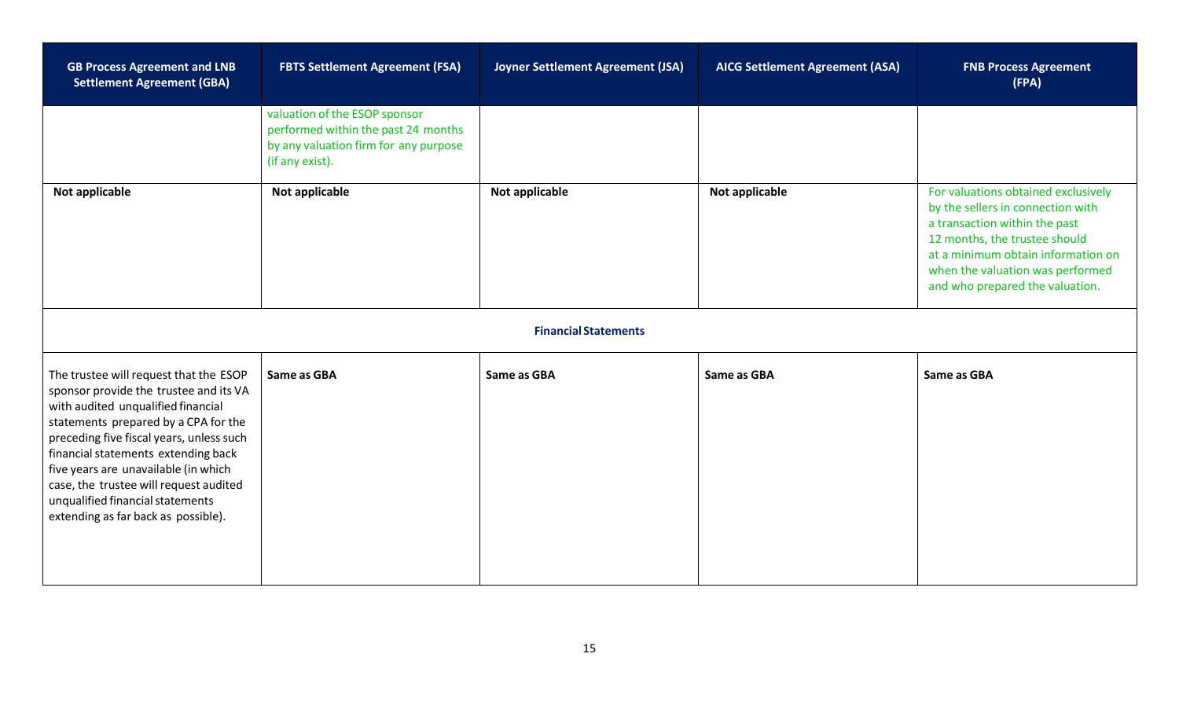| GB Process Agreement and LNB Settlement Agreement (GBA) | FBTS Settlement Agreement (FSA) | Joyner Settlement Agreement (JSA) | AICG Settlement Agreement (ASA) | FNB Process Agreement (FPA) |
| --- | --- | --- | --- | --- |
| | valuation of the ESOP sponsor performed within the past 24 months by any valuation firm for any purpose (if any exist). | | | |
| **Not applicable** | **Not applicable** | **Not applicable** | **Not applicable** | For valuations obtained exclusively by the sellers in connection with a transaction within the past 12 months, the trustee should at a minimum obtain information on when the valuation was performed and who prepared the valuation. |
| **Financial Statements** | | | | |
| The trustee will request that the ESOP sponsor provide the trustee and its VA with audited unqualified financial statements prepared by a CPA for the preceding five fiscal years, unless such financial statements extending back five years are unavailable (in which case, the trustee will request audited unqualified financial statements extending as far back as possible). | **Same as GBA** | **Same as GBA** | **Same as GBA** | **Same as GBA** |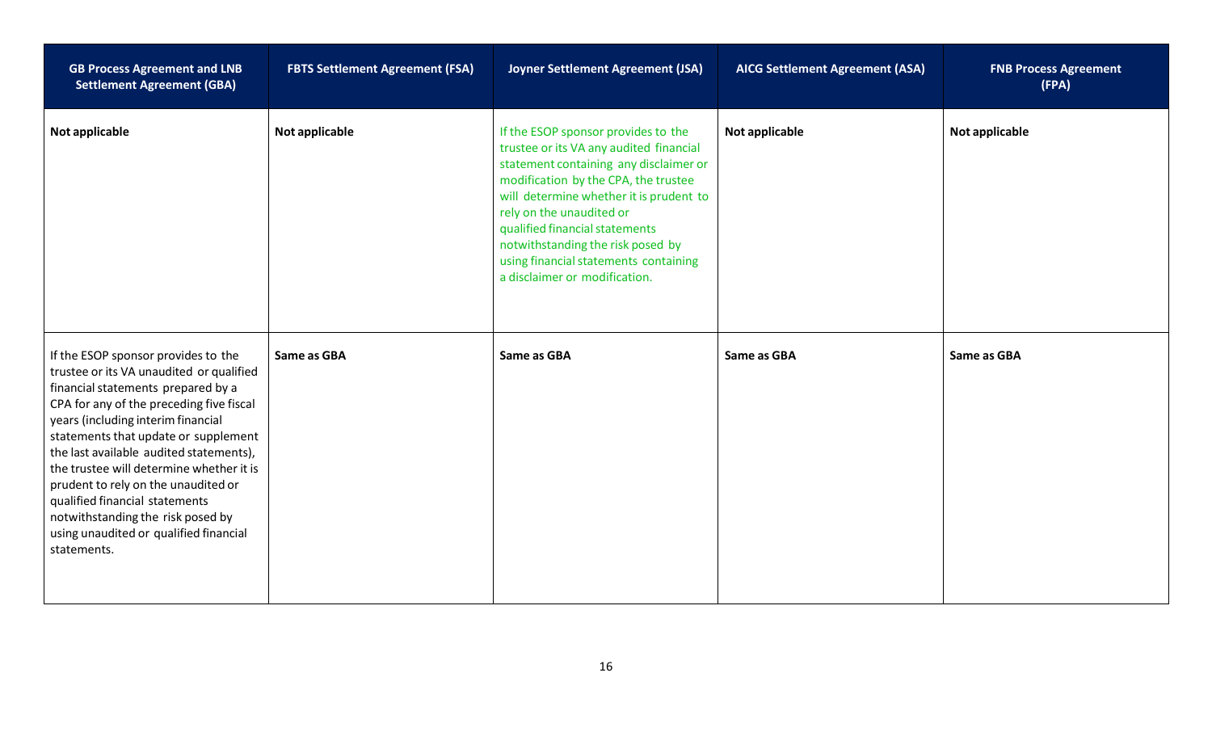| GB Process Agreement and LNB Settlement Agreement (GBA) | FBTS Settlement Agreement (FSA) | Joyner Settlement Agreement (JSA) | AICG Settlement Agreement (ASA) | FNB Process Agreement (FPA) |
|---|---|---|---|---|
| **Not applicable** | **Not applicable** | If the ESOP sponsor provides to the trustee or its VA any audited financial statement containing any disclaimer or modification by the CPA, the trustee will determine whether it is prudent to rely on the unaudited or qualified financial statements notwithstanding the risk posed by using financial statements containing a disclaimer or modification. | **Not applicable** | **Not applicable** |
| If the ESOP sponsor provides to the trustee or its VA unaudited or qualified financial statements prepared by a CPA for any of the preceding five fiscal years (including interim financial statements that update or supplement the last available audited statements), the trustee will determine whether it is prudent to rely on the unaudited or qualified financial statements notwithstanding the risk posed by using unaudited or qualified financial statements. | **Same as GBA** | **Same as GBA** | **Same as GBA** | **Same as GBA** |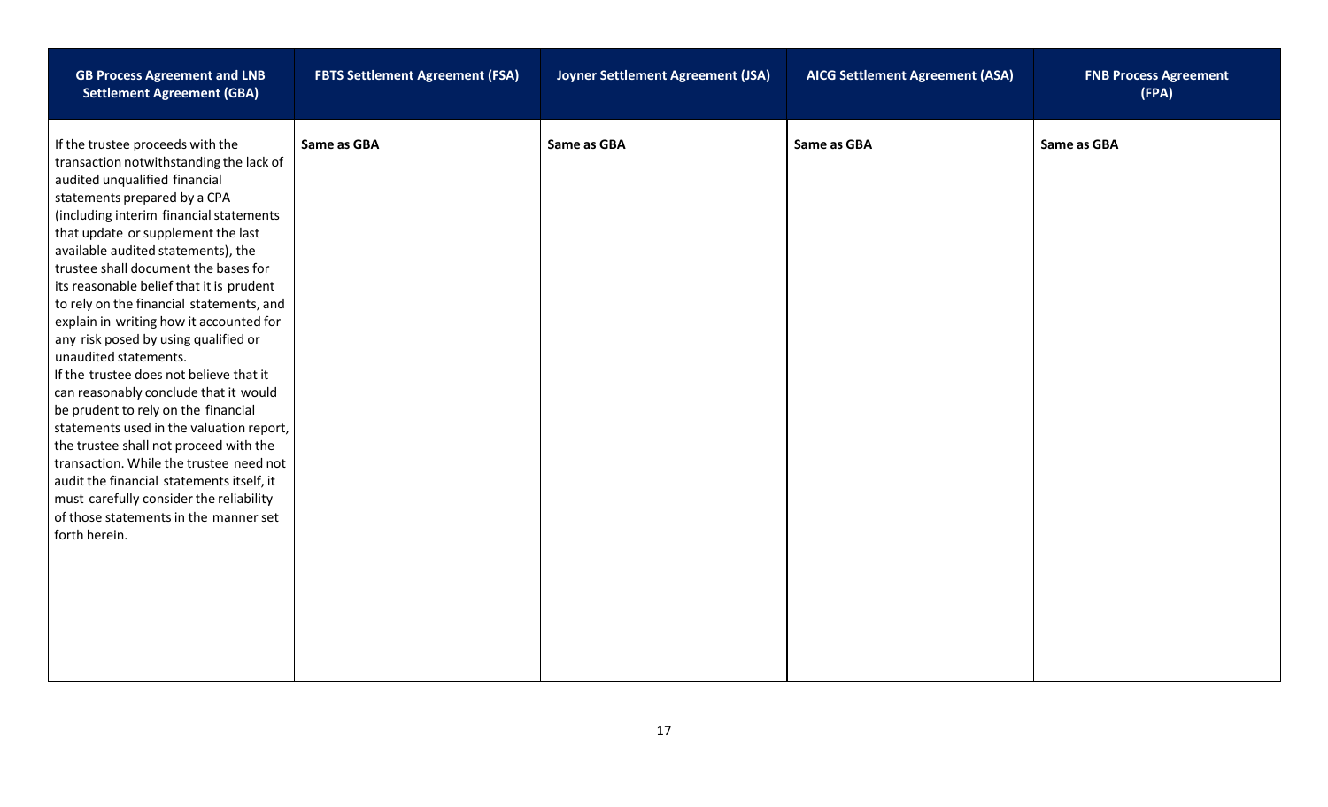| GB Process Agreement and LNB Settlement Agreement (GBA) | FBTS Settlement Agreement (FSA) | Joyner Settlement Agreement (JSA) | AICG Settlement Agreement (ASA) | FNB Process Agreement (FPA) |
|---|---|---|---|---|
| If the trustee proceeds with the transaction notwithstanding the lack of audited unqualified financial statements prepared by a CPA (including interim financial statements that update or supplement the last available audited statements), the trustee shall document the bases for its reasonable belief that it is prudent to rely on the financial statements, and explain in writing how it accounted for any risk posed by using qualified or unaudited statements.<br>If the trustee does not believe that it can reasonably conclude that it would be prudent to rely on the financial statements used in the valuation report, the trustee shall not proceed with the transaction. While the trustee need not audit the financial statements itself, it must carefully consider the reliability of those statements in the manner set forth herein. | **Same as GBA** | **Same as GBA** | **Same as GBA** | **Same as GBA** |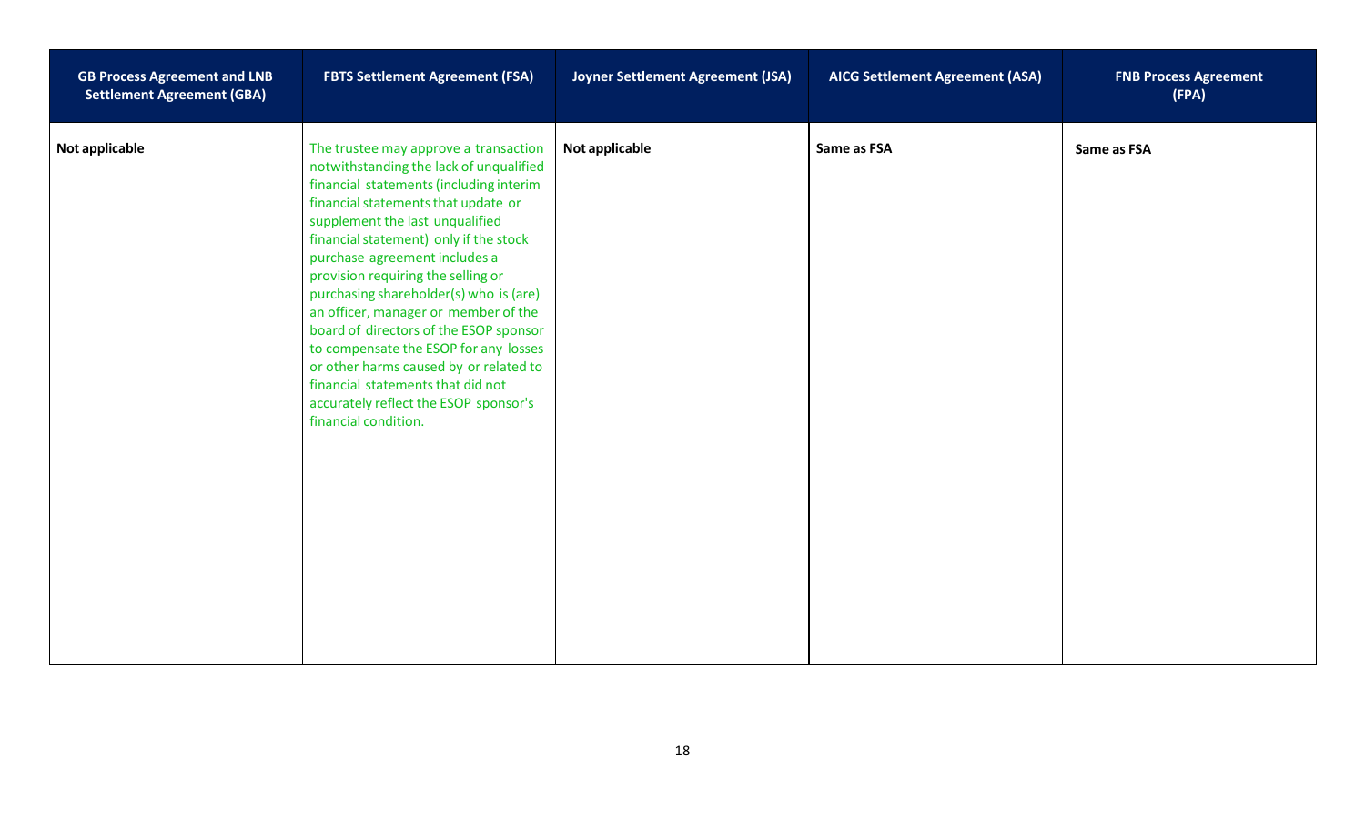| GB Process Agreement and LNB Settlement Agreement (GBA) | FBTS Settlement Agreement (FSA) | Joyner Settlement Agreement (JSA) | AICG Settlement Agreement (ASA) | FNB Process Agreement (FPA) |
|---|---|---|---|---|
| **Not applicable** | The trustee may approve a transaction notwithstanding the lack of unqualified financial statements (including interim financial statements that update or supplement the last unqualified financial statement) only if the stock purchase agreement includes a provision requiring the selling or purchasing shareholder(s) who is (are) an officer, manager or member of the board of directors of the ESOP sponsor to compensate the ESOP for any losses or other harms caused by or related to financial statements that did not accurately reflect the ESOP sponsor's financial condition. | **Not applicable** | **Same as FSA** | **Same as FSA** |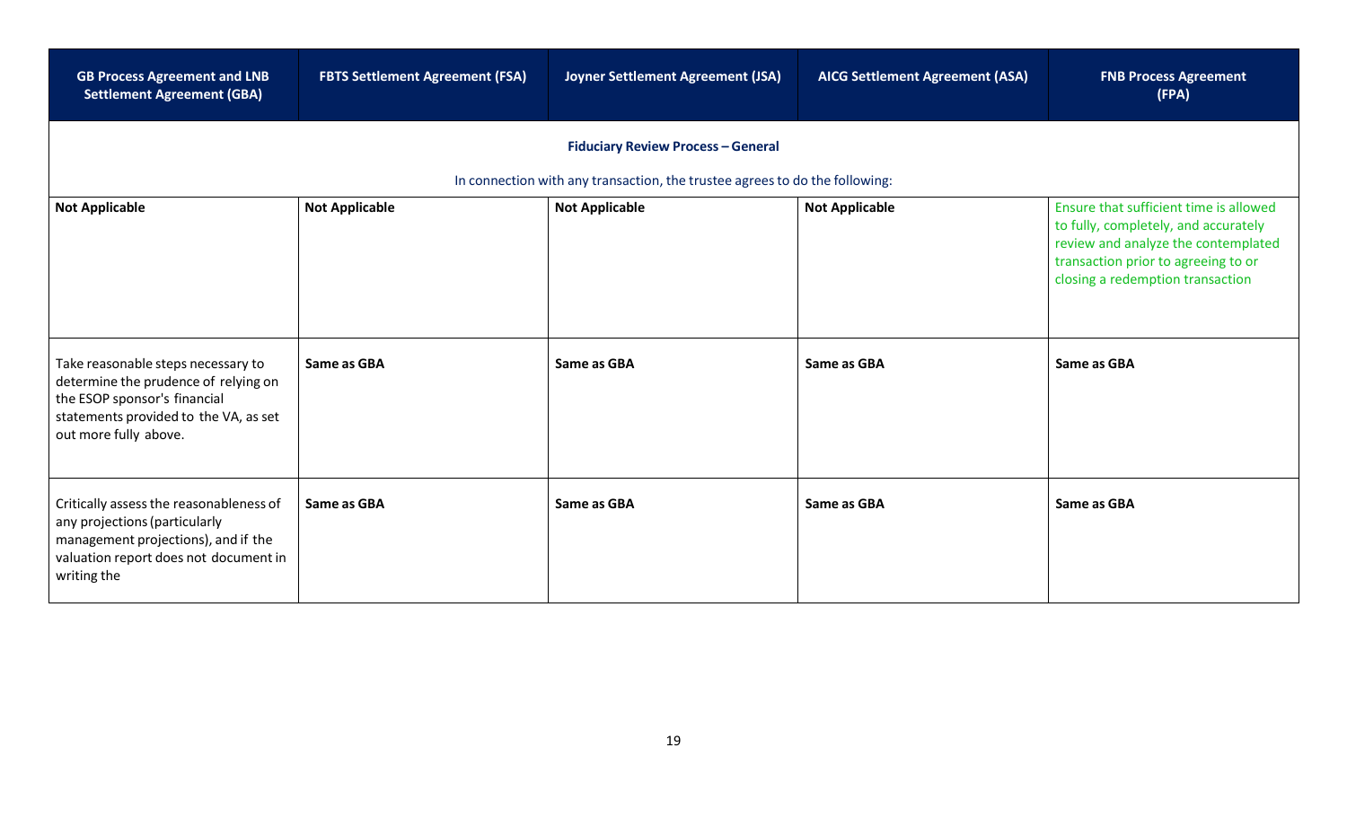| GB Process Agreement and LNB Settlement Agreement (GBA) | FBTS Settlement Agreement (FSA) | Joyner Settlement Agreement (JSA) | AICG Settlement Agreement (ASA) | FNB Process Agreement (FPA) |
|---|---|---|---|---|
| **Fiduciary Review Process – General** In connection with any transaction, the trustee agrees to do the following: | | | | |
| **Not Applicable** | **Not Applicable** | **Not Applicable** | **Not Applicable** | Ensure that sufficient time is allowed to fully, completely, and accurately review and analyze the contemplated transaction prior to agreeing to or closing a redemption transaction |
| Take reasonable steps necessary to determine the prudence of relying on the ESOP sponsor's financial statements provided to the VA, as set out more fully above. | **Same as GBA** | **Same as GBA** | **Same as GBA** | **Same as GBA** |
| Critically assess the reasonableness of any projections (particularly management projections), and if the valuation report does not document in writing the | **Same as GBA** | **Same as GBA** | **Same as GBA** | **Same as GBA** |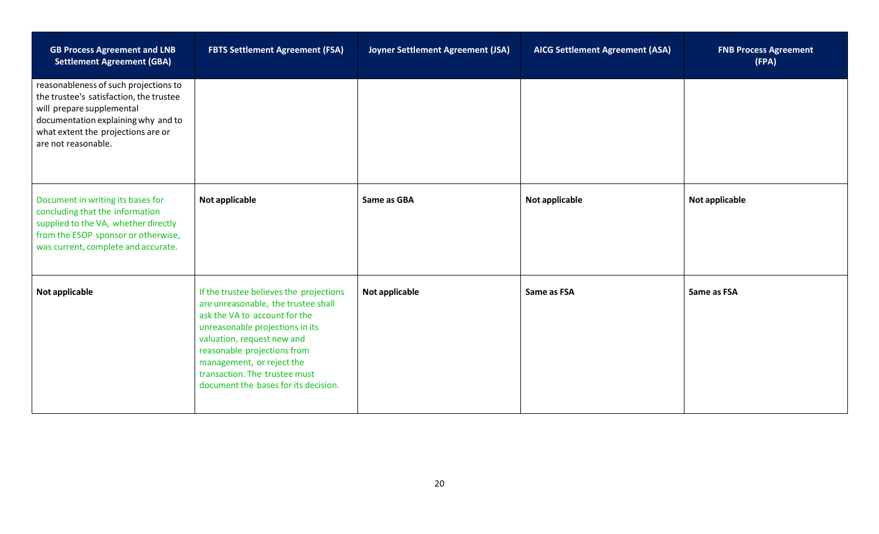| GB Process Agreement and LNB Settlement Agreement (GBA) | FBTS Settlement Agreement (FSA) | Joyner Settlement Agreement (JSA) | AICG Settlement Agreement (ASA) | FNB Process Agreement (FPA) |
|---|---|---|---|---|
| reasonableness of such projections to the trustee's satisfaction, the trustee will prepare supplemental documentation explaining why and to what extent the projections are or are not reasonable. | | | | |
| Document in writing its bases for concluding that the information supplied to the VA, whether directly from the ESOP sponsor or otherwise, was current, complete and accurate. | **Not applicable** | **Same as GBA** | **Not applicable** | **Not applicable** |
| **Not applicable** | If the trustee believes the projections are unreasonable, the trustee shall ask the VA to account for the unreasonable projections in its valuation, request new and reasonable projections from management, or reject the transaction. The trustee must document the bases for its decision. | **Not applicable** | **Same as FSA** | **Same as FSA** |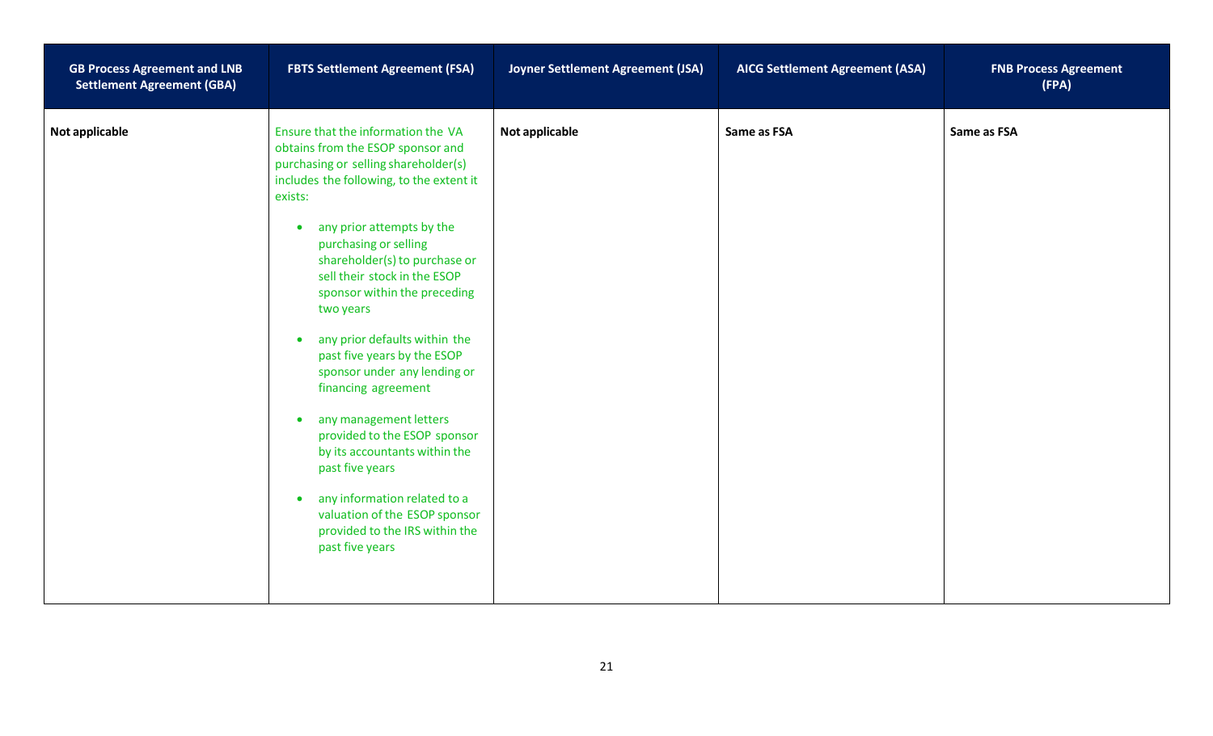| GB Process Agreement and LNB Settlement Agreement (GBA) | FBTS Settlement Agreement (FSA) | Joyner Settlement Agreement (JSA) | AICG Settlement Agreement (ASA) | FNB Process Agreement (FPA) |
|---|---|---|---|---|
| **Not applicable** | Ensure that the information the VA obtains from the ESOP sponsor and purchasing or selling shareholder(s) includes the following, to the extent it exists:<br><br>• any prior attempts by the purchasing or selling shareholder(s) to purchase or sell their stock in the ESOP sponsor within the preceding two years<br><br>• any prior defaults within the past five years by the ESOP sponsor under any lending or financing agreement<br><br>• any management letters provided to the ESOP sponsor by its accountants within the past five years<br><br>• any information related to a valuation of the ESOP sponsor provided to the IRS within the past five years | **Not applicable** | **Same as FSA** | **Same as FSA** |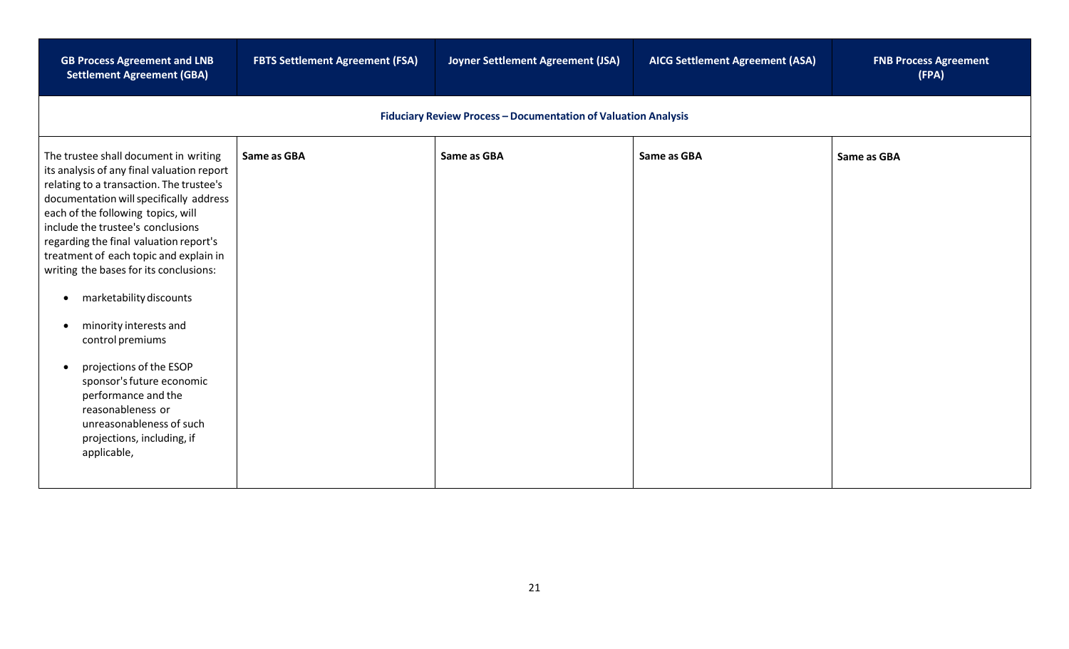| GB Process Agreement and LNB Settlement Agreement (GBA) | FBTS Settlement Agreement (FSA) | Joyner Settlement Agreement (JSA) | AICG Settlement Agreement (ASA) | FNB Process Agreement (FPA) |
|---|---|---|---|---|
| **Fiduciary Review Process – Documentation of Valuation Analysis** | | | | |
| The trustee shall document in writing its analysis of any final valuation report relating to a transaction. The trustee's documentation will specifically address each of the following topics, will include the trustee's conclusions regarding the final valuation report's treatment of each topic and explain in writing the bases for its conclusions:<br><br>• marketability discounts<br><br>• minority interests and control premiums<br><br>• projections of the ESOP sponsor's future economic performance and the reasonableness or unreasonableness of such projections, including, if applicable, | **Same as GBA** | **Same as GBA** | **Same as GBA** | **Same as GBA** |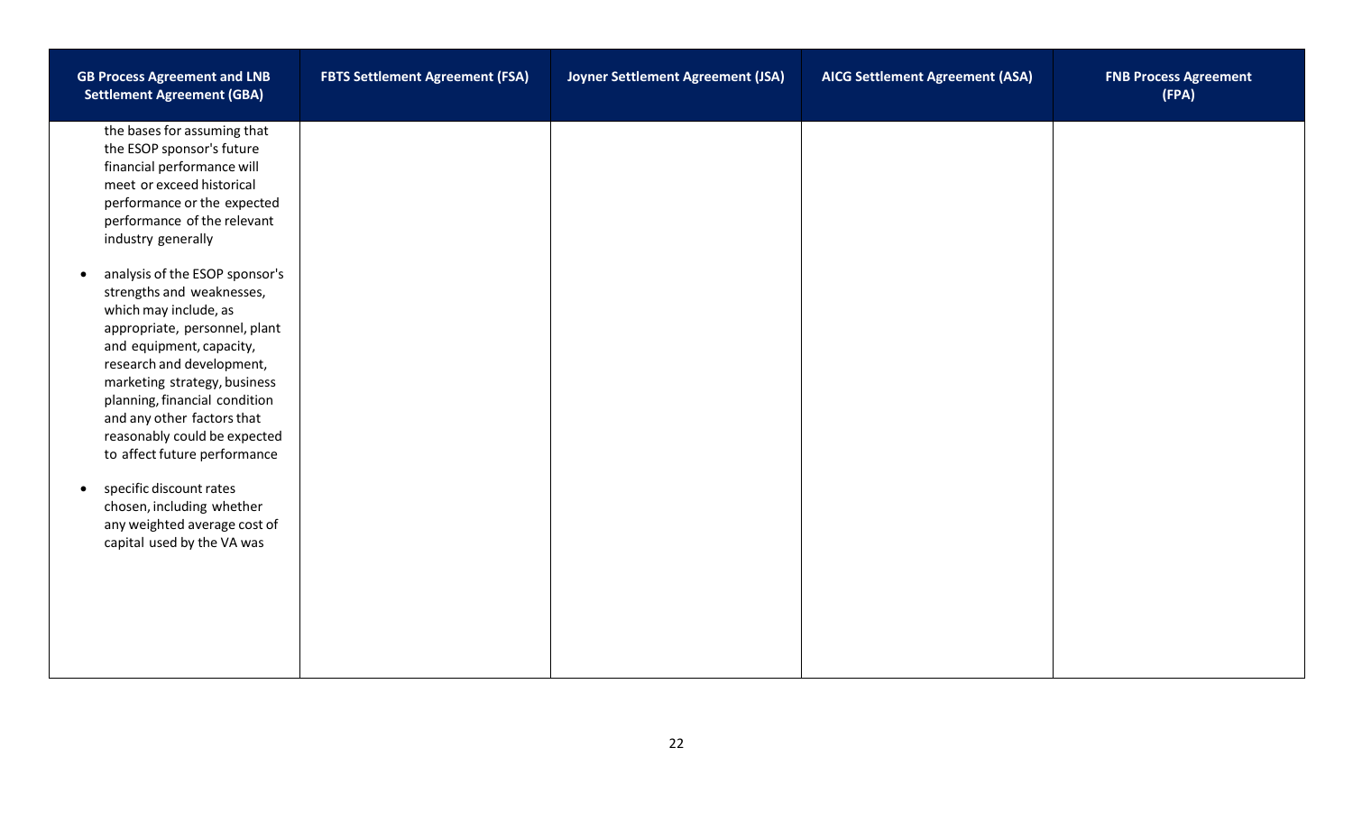| GB Process Agreement and LNB Settlement Agreement (GBA) | FBTS Settlement Agreement (FSA) | Joyner Settlement Agreement (JSA) | AICG Settlement Agreement (ASA) | FNB Process Agreement (FPA) |
|---|---|---|---|---|
| the bases for assuming that the ESOP sponsor's future financial performance will meet or exceed historical performance or the expected performance of the relevant industry generally<br><br>• analysis of the ESOP sponsor's strengths and weaknesses, which may include, as appropriate, personnel, plant and equipment, capacity, research and development, marketing strategy, business planning, financial condition and any other factors that reasonably could be expected to affect future performance<br><br>• specific discount rates chosen, including whether any weighted average cost of capital used by the VA was | | | | |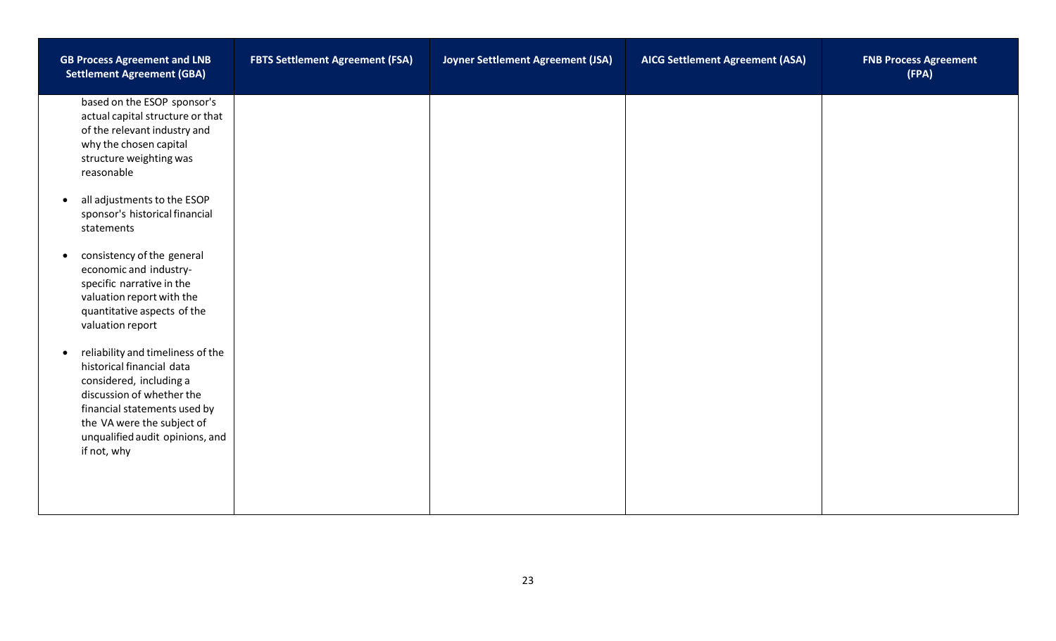| GB Process Agreement and LNB Settlement Agreement (GBA) | FBTS Settlement Agreement (FSA) | Joyner Settlement Agreement (JSA) | AICG Settlement Agreement (ASA) | FNB Process Agreement (FPA) |
|---|---|---|---|---|
| based on the ESOP sponsor's actual capital structure or that of the relevant industry and why the chosen capital structure weighting was reasonable<br><br>• all adjustments to the ESOP sponsor's historical financial statements<br><br>• consistency of the general economic and industry-specific narrative in the valuation report with the quantitative aspects of the valuation report<br><br>• reliability and timeliness of the historical financial data considered, including a discussion of whether the financial statements used by the VA were the subject of unqualified audit opinions, and if not, why | | | | |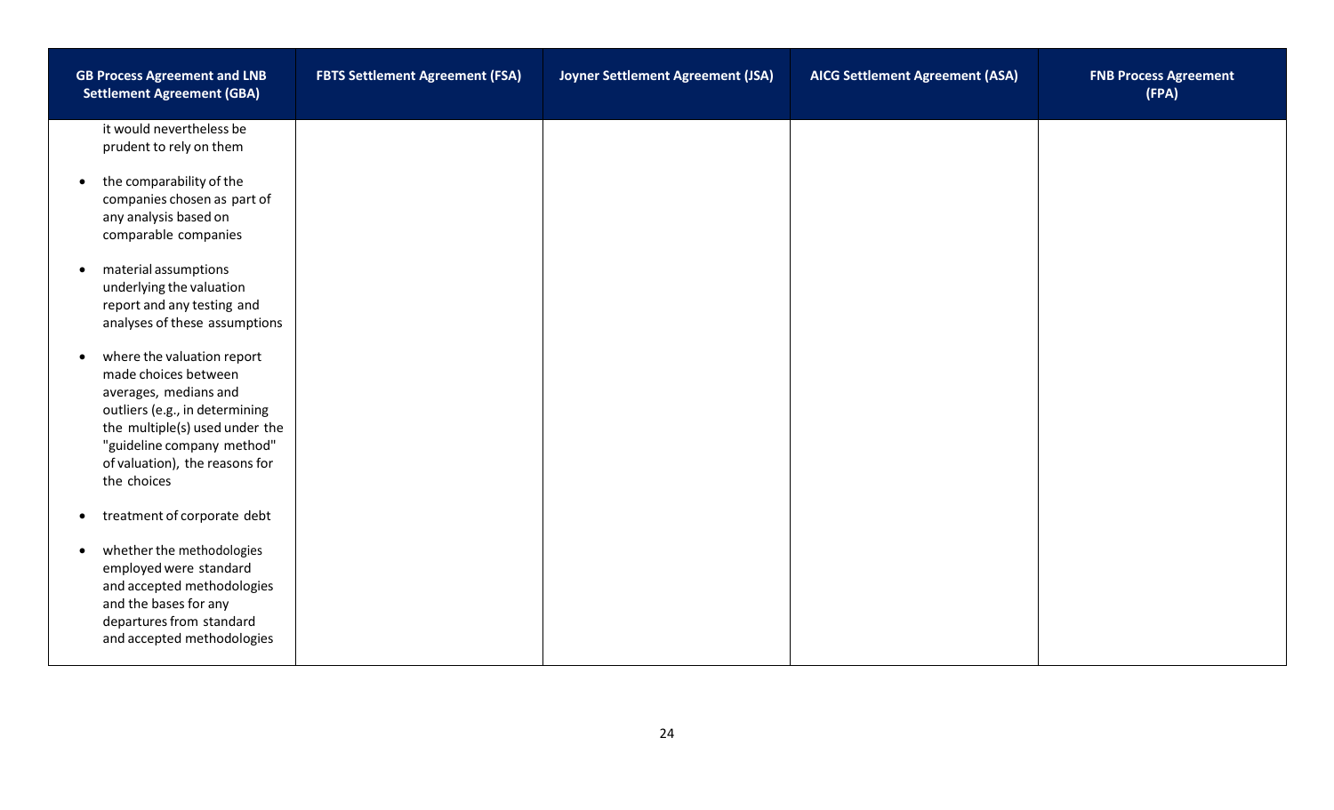| GB Process Agreement and LNB Settlement Agreement (GBA) | FBTS Settlement Agreement (FSA) | Joyner Settlement Agreement (JSA) | AICG Settlement Agreement (ASA) | FNB Process Agreement (FPA) |
|---|---|---|---|---|
| it would nevertheless be prudent to rely on them<br><br>• the comparability of the companies chosen as part of any analysis based on comparable companies<br><br>• material assumptions underlying the valuation report and any testing and analyses of these assumptions<br><br>• where the valuation report made choices between averages, medians and outliers (e.g., in determining the multiple(s) used under the "guideline company method" of valuation), the reasons for the choices<br><br>• treatment of corporate debt<br><br>• whether the methodologies employed were standard and accepted methodologies and the bases for any departures from standard and accepted methodologies | | | | |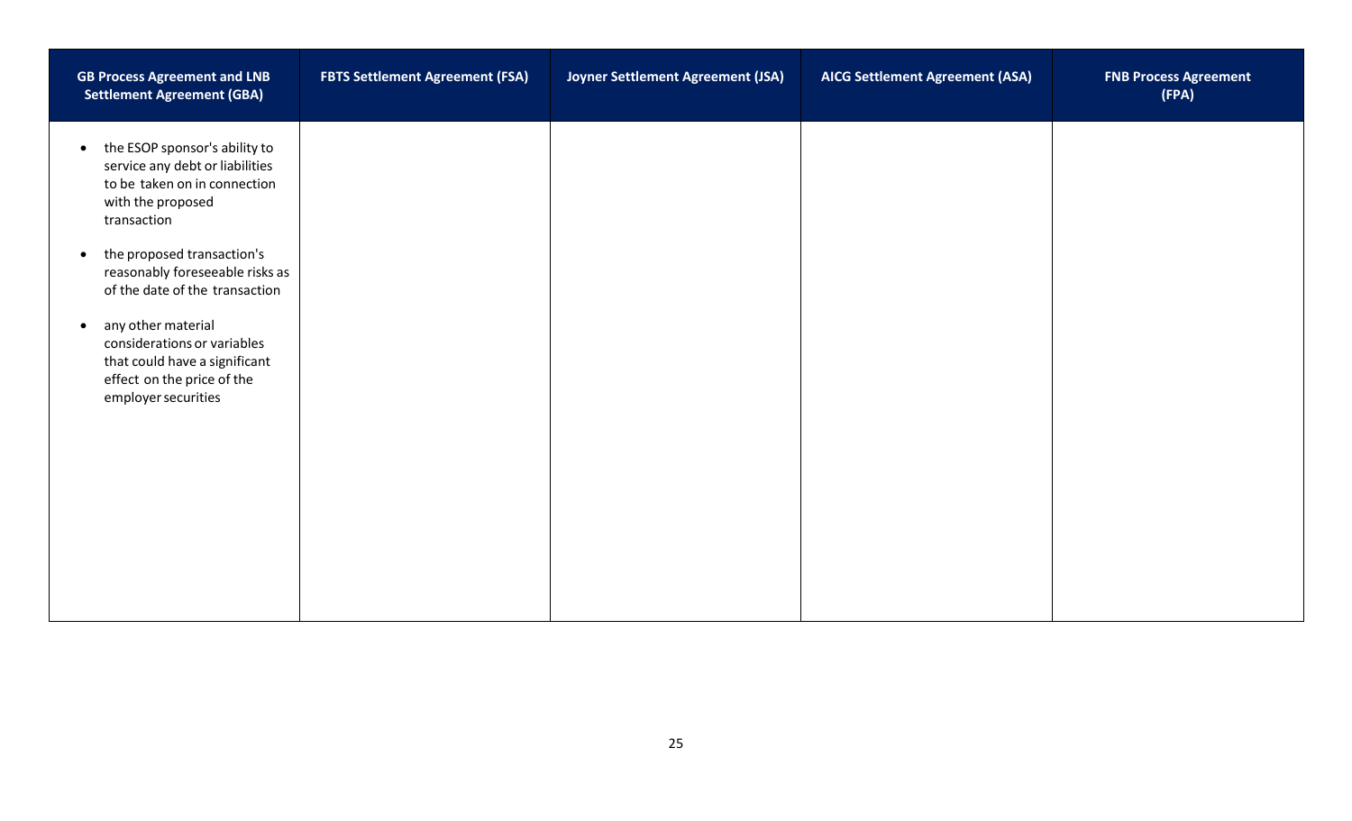| GB Process Agreement and LNB Settlement Agreement (GBA) | FBTS Settlement Agreement (FSA) | Joyner Settlement Agreement (JSA) | AICG Settlement Agreement (ASA) | FNB Process Agreement (FPA) |
|---|---|---|---|---|
| • the ESOP sponsor's ability to service any debt or liabilities to be taken on in connection with the proposed transaction<br><br>• the proposed transaction's reasonably foreseeable risks as of the date of the transaction<br><br>• any other material considerations or variables that could have a significant effect on the price of the employer securities | | | | |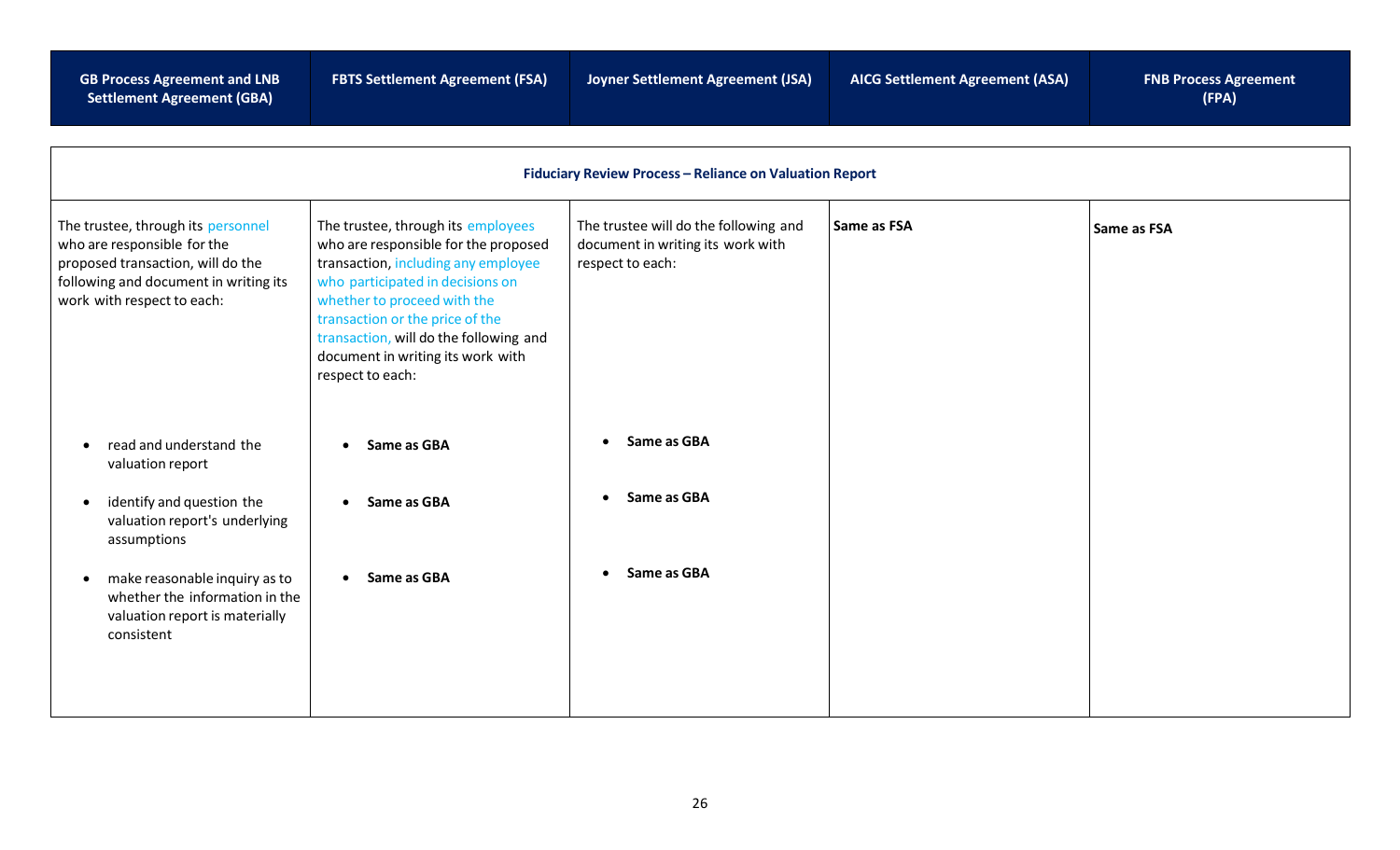| GB Process Agreement and LNB Settlement Agreement (GBA) | FBTS Settlement Agreement (FSA) | Joyner Settlement Agreement (JSA) | AICG Settlement Agreement (ASA) | FNB Process Agreement (FPA) |
|---|---|---|---|---|
| **Fiduciary Review Process – Reliance on Valuation Report** | | | | |
| The trustee, through its personnel who are responsible for the proposed transaction, will do the following and document in writing its work with respect to each: | The trustee, through its employees who are responsible for the proposed transaction, including any employee who participated in decisions on whether to proceed with the transaction or the price of the transaction, will do the following and document in writing its work with respect to each: | The trustee will do the following and document in writing its work with respect to each: | **Same as FSA** | **Same as FSA** |
| • read and understand the valuation report | • **Same as GBA** | • **Same as GBA** | | |
| • identify and question the valuation report's underlying assumptions | • **Same as GBA** | • **Same as GBA** | | |
| • make reasonable inquiry as to whether the information in the valuation report is materially consistent | • **Same as GBA** | • **Same as GBA** | | |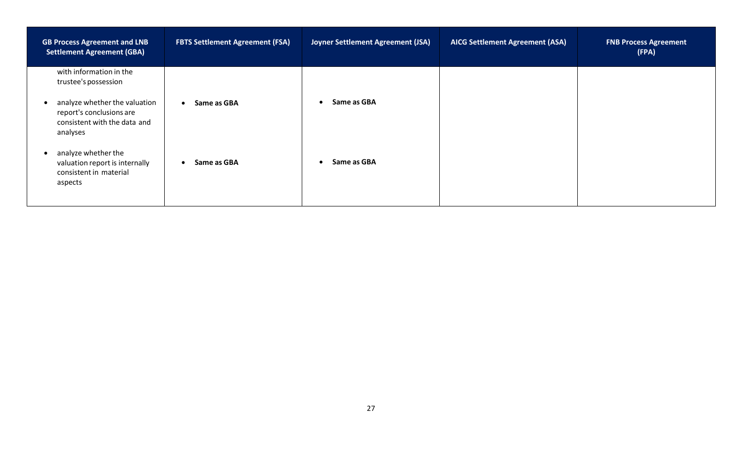| GB Process Agreement and LNB Settlement Agreement (GBA) | FBTS Settlement Agreement (FSA) | Joyner Settlement Agreement (JSA) | AICG Settlement Agreement (ASA) | FNB Process Agreement (FPA) |
| --- | --- | --- | --- | --- |
| with information in the trustee's possession | | | | |
| • analyze whether the valuation report's conclusions are consistent with the data and analyses | • **Same as GBA** | • **Same as GBA** | | |
| • analyze whether the valuation report is internally consistent in material aspects | • **Same as GBA** | • **Same as GBA** | | |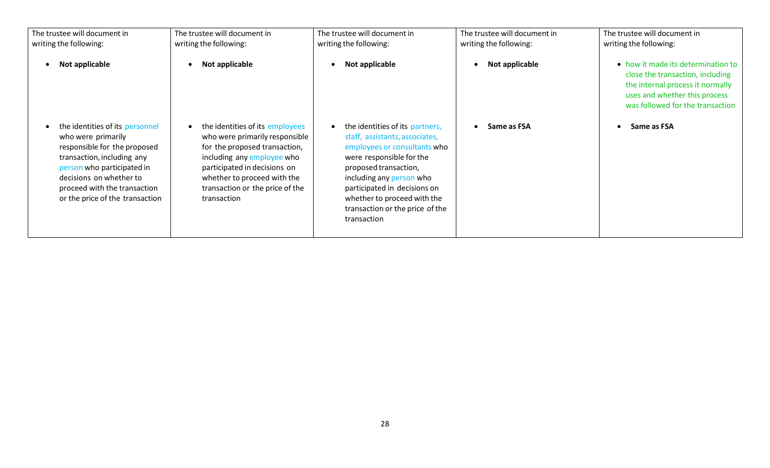| The trustee will document in writing the following: | The trustee will document in writing the following: | The trustee will document in writing the following: | The trustee will document in writing the following: | The trustee will document in writing the following: |
|---|---|---|---|---|
| • **Not applicable** | • **Not applicable** | • **Not applicable** | • **Not applicable** | • how it made its determination to close the transaction, including the internal process it normally uses and whether this process was followed for the transaction |
| • the identities of its personnel who were primarily responsible for the proposed transaction, including any person who participated in decisions on whether to proceed with the transaction or the price of the transaction | • the identities of its employees who were primarily responsible for the proposed transaction, including any employee who participated in decisions on whether to proceed with the transaction or the price of the transaction | • the identities of its partners, staff, assistants, associates, employees or consultants who were responsible for the proposed transaction, including any person who participated in decisions on whether to proceed with the transaction or the price of the transaction | • **Same as FSA** | • **Same as FSA** |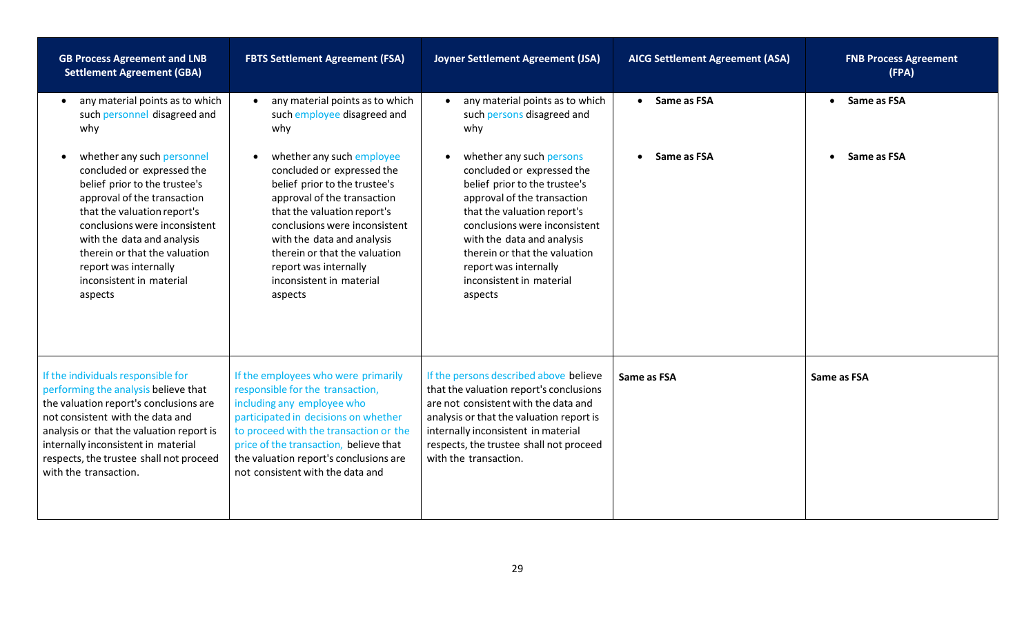| GB Process Agreement and LNB Settlement Agreement (GBA) | FBTS Settlement Agreement (FSA) | Joyner Settlement Agreement (JSA) | AICG Settlement Agreement (ASA) | FNB Process Agreement (FPA) |
|---|---|---|---|---|
| • any material points as to which such personnel disagreed and why<br><br>• whether any such personnel concluded or expressed the belief prior to the trustee's approval of the transaction that the valuation report's conclusions were inconsistent with the data and analysis therein or that the valuation report was internally inconsistent in material aspects | • any material points as to which such employee disagreed and why<br><br>• whether any such employee concluded or expressed the belief prior to the trustee's approval of the transaction that the valuation report's conclusions were inconsistent with the data and analysis therein or that the valuation report was internally inconsistent in material aspects | • any material points as to which such persons disagreed and why<br><br>• whether any such persons concluded or expressed the belief prior to the trustee's approval of the transaction that the valuation report's conclusions were inconsistent with the data and analysis therein or that the valuation report was internally inconsistent in material aspects | • **Same as FSA**<br><br>• **Same as FSA** | • **Same as FSA**<br><br>• **Same as FSA** |
| If the individuals responsible for performing the analysis believe that the valuation report's conclusions are not consistent with the data and analysis or that the valuation report is internally inconsistent in material respects, the trustee shall not proceed with the transaction. | If the employees who were primarily responsible for the transaction, including any employee who participated in decisions on whether to proceed with the transaction or the price of the transaction, believe that the valuation report's conclusions are not consistent with the data and | If the persons described above believe that the valuation report's conclusions are not consistent with the data and analysis or that the valuation report is internally inconsistent in material respects, the trustee shall not proceed with the transaction. | **Same as FSA** | **Same as FSA** |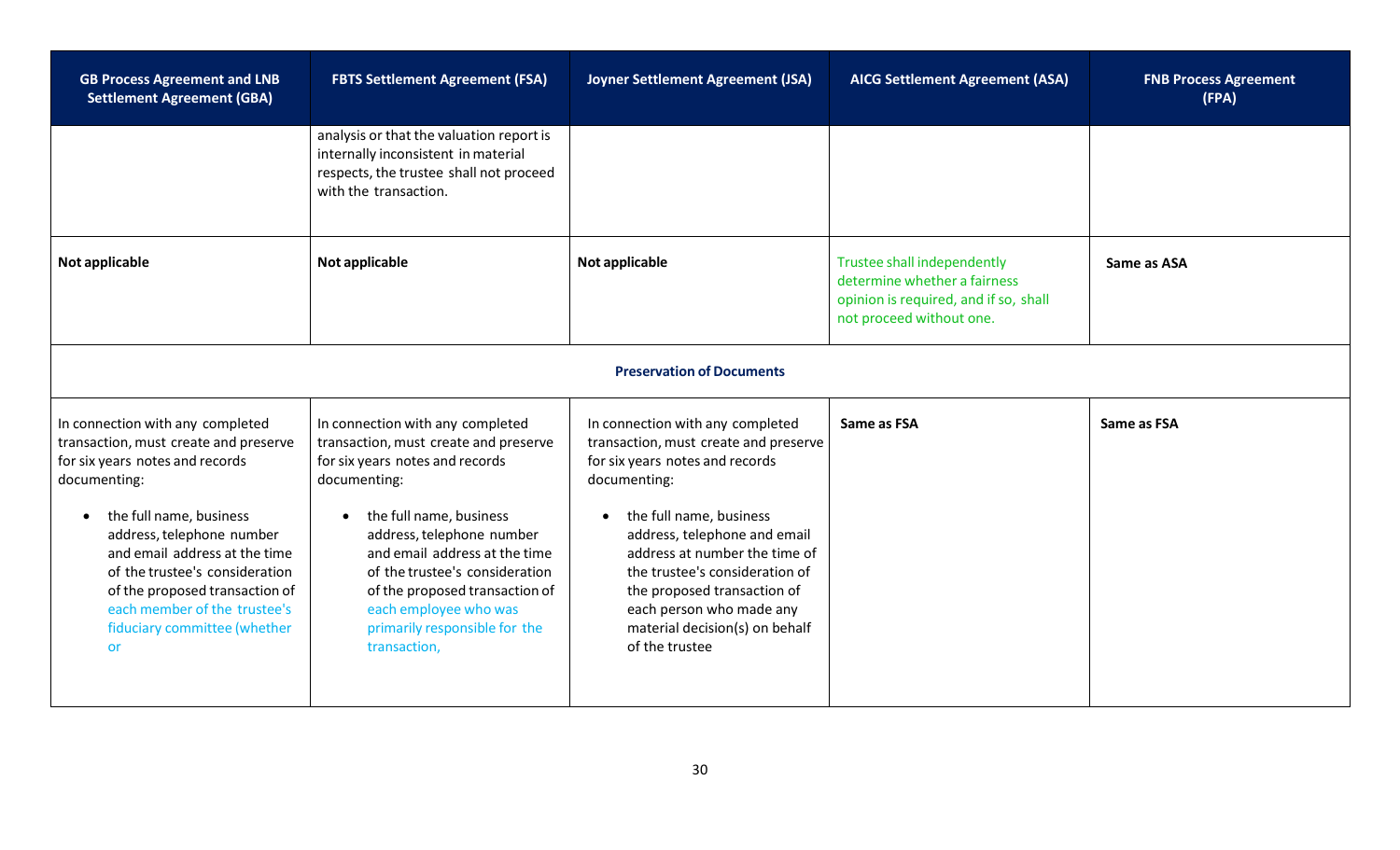| GB Process Agreement and LNB Settlement Agreement (GBA) | FBTS Settlement Agreement (FSA) | Joyner Settlement Agreement (JSA) | AICG Settlement Agreement (ASA) | FNB Process Agreement (FPA) |
|---|---|---|---|---|
| | analysis or that the valuation report is internally inconsistent in material respects, the trustee shall not proceed with the transaction. | | | |
| **Not applicable** | **Not applicable** | **Not applicable** | Trustee shall independently determine whether a fairness opinion is required, and if so, shall not proceed without one. | **Same as ASA** |
| | | **Preservation of Documents** | | |
| In connection with any completed transaction, must create and preserve for six years notes and records documenting:<br><br>• the full name, business address, telephone number and email address at the time of the trustee's consideration of the proposed transaction of each member of the trustee's fiduciary committee (whether or | In connection with any completed transaction, must create and preserve for six years notes and records documenting:<br><br>• the full name, business address, telephone number and email address at the time of the trustee's consideration of the proposed transaction of each employee who was primarily responsible for the transaction, | In connection with any completed transaction, must create and preserve for six years notes and records documenting:<br><br>• the full name, business address, telephone and email address at number the time of the trustee's consideration of the proposed transaction of each person who made any material decision(s) on behalf of the trustee | **Same as FSA** | **Same as FSA** |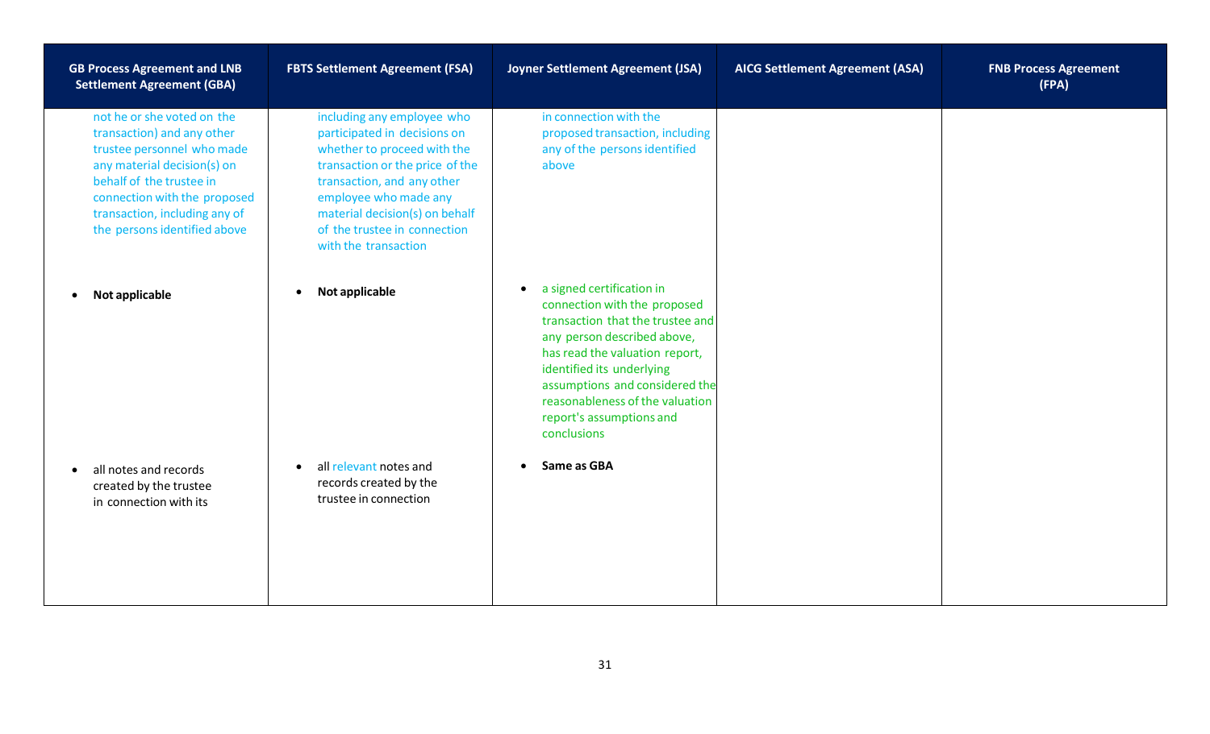| GB Process Agreement and LNB Settlement Agreement (GBA) | FBTS Settlement Agreement (FSA) | Joyner Settlement Agreement (JSA) | AICG Settlement Agreement (ASA) | FNB Process Agreement (FPA) |
|---|---|---|---|---|
| not he or she voted on the transaction) and any other trustee personnel who made any material decision(s) on behalf of the trustee in connection with the proposed transaction, including any of the persons identified above | including any employee who participated in decisions on whether to proceed with the transaction or the price of the transaction, and any other employee who made any material decision(s) on behalf of the trustee in connection with the transaction | in connection with the proposed transaction, including any of the persons identified above | | |
| • **Not applicable** | • **Not applicable** | • a signed certification in connection with the proposed transaction that the trustee and any person described above, has read the valuation report, identified its underlying assumptions and considered the reasonableness of the valuation report's assumptions and conclusions | | |
| • all notes and records created by the trustee in connection with its | • all relevant notes and records created by the trustee in connection | • **Same as GBA** | | |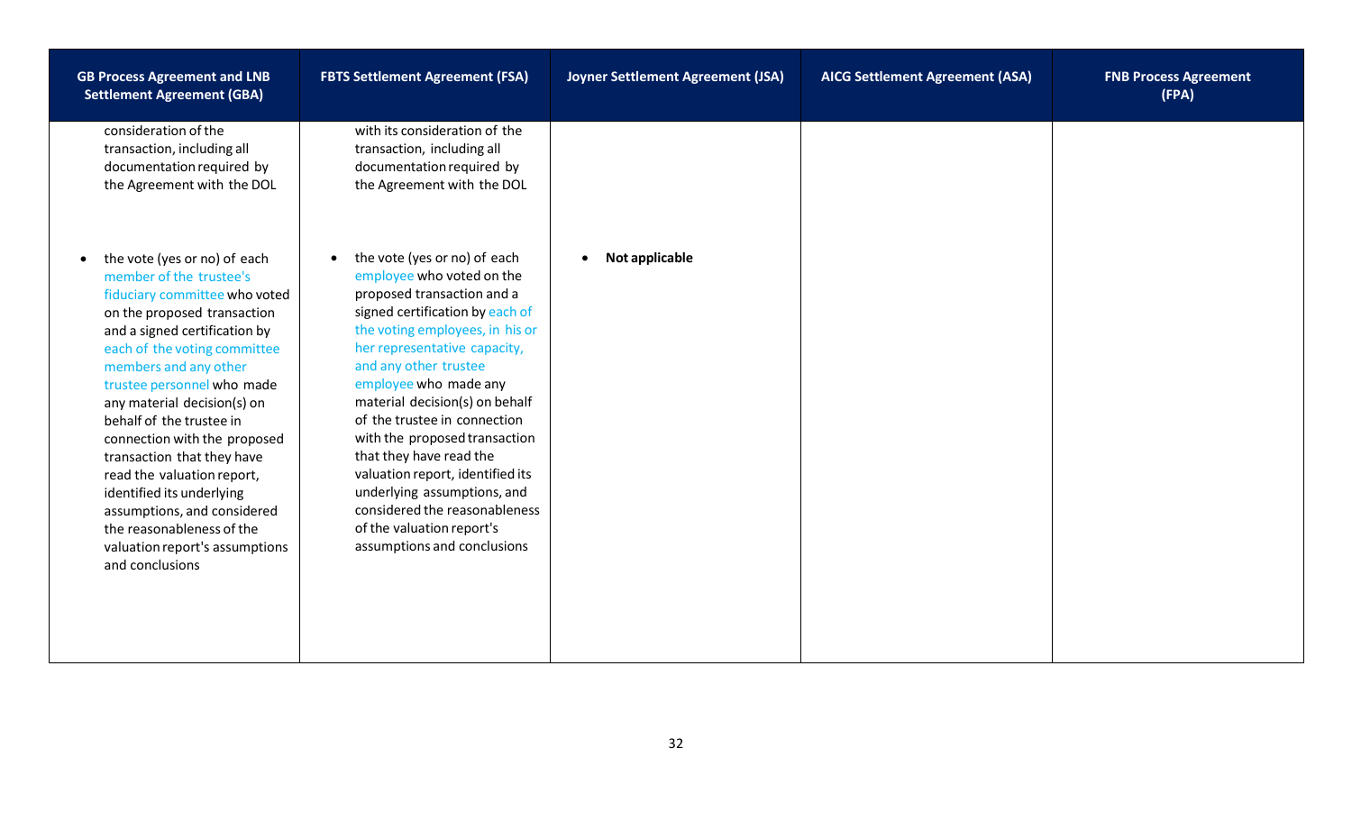| GB Process Agreement and LNB Settlement Agreement (GBA) | FBTS Settlement Agreement (FSA) | Joyner Settlement Agreement (JSA) | AICG Settlement Agreement (ASA) | FNB Process Agreement (FPA) |
|---|---|---|---|---|
| consideration of the transaction, including all documentation required by the Agreement with the DOL | with its consideration of the transaction, including all documentation required by the Agreement with the DOL | | | |
| • the vote (yes or no) of each member of the trustee's fiduciary committee who voted on the proposed transaction and a signed certification by each of the voting committee members and any other trustee personnel who made any material decision(s) on behalf of the trustee in connection with the proposed transaction that they have read the valuation report, identified its underlying assumptions, and considered the reasonableness of the valuation report's assumptions and conclusions | • the vote (yes or no) of each employee who voted on the proposed transaction and a signed certification by each of the voting employees, in his or her representative capacity, and any other trustee employee who made any material decision(s) on behalf of the trustee in connection with the proposed transaction that they have read the valuation report, identified its underlying assumptions, and considered the reasonableness of the valuation report's assumptions and conclusions | • **Not applicable** | | |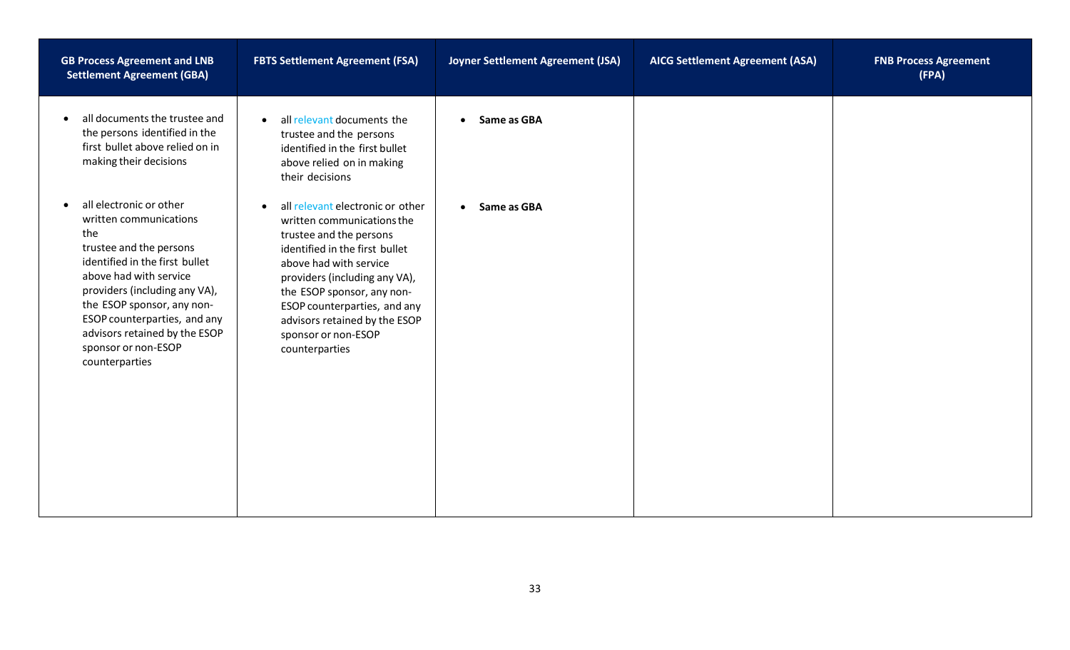| GB Process Agreement and LNB Settlement Agreement (GBA) | FBTS Settlement Agreement (FSA) | Joyner Settlement Agreement (JSA) | AICG Settlement Agreement (ASA) | FNB Process Agreement (FPA) |
|---|---|---|---|---|
| • all documents the trustee and the persons identified in the first bullet above relied on in making their decisions<br><br>• all electronic or other written communications the trustee and the persons identified in the first bullet above had with service providers (including any VA), the ESOP sponsor, any non-ESOP counterparties, and any advisors retained by the ESOP sponsor or non-ESOP counterparties | • all relevant documents the trustee and the persons identified in the first bullet above relied on in making their decisions<br><br>• all relevant electronic or other written communications the trustee and the persons identified in the first bullet above had with service providers (including any VA), the ESOP sponsor, any non-ESOP counterparties, and any advisors retained by the ESOP sponsor or non-ESOP counterparties | • **Same as GBA**<br><br>• **Same as GBA** | | |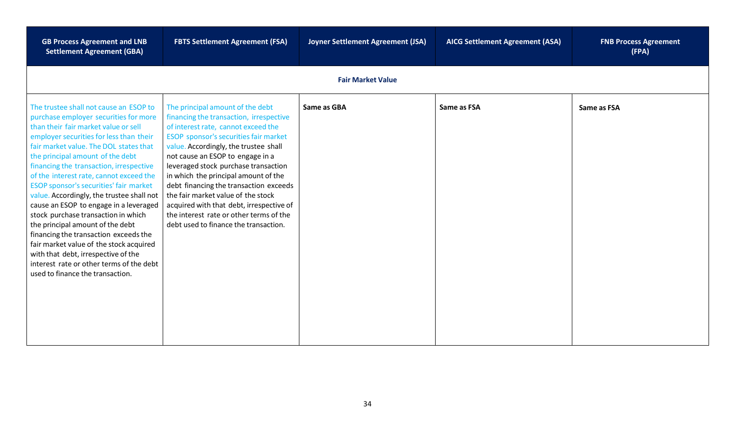| GB Process Agreement and LNB Settlement Agreement (GBA) | FBTS Settlement Agreement (FSA) | Joyner Settlement Agreement (JSA) | AICG Settlement Agreement (ASA) | FNB Process Agreement (FPA) |
|---|---|---|---|---|
| **Fair Market Value** | | | | |
| The trustee shall not cause an ESOP to purchase employer securities for more than their fair market value or sell employer securities for less than their fair market value. The DOL states that the principal amount of the debt financing the transaction, irrespective of the interest rate, cannot exceed the ESOP sponsor's securities' fair market value. Accordingly, the trustee shall not cause an ESOP to engage in a leveraged stock purchase transaction in which the principal amount of the debt financing the transaction exceeds the fair market value of the stock acquired with that debt, irrespective of the interest rate or other terms of the debt used to finance the transaction. | The principal amount of the debt financing the transaction, irrespective of interest rate, cannot exceed the ESOP sponsor's securities fair market value. Accordingly, the trustee shall not cause an ESOP to engage in a leveraged stock purchase transaction in which the principal amount of the debt financing the transaction exceeds the fair market value of the stock acquired with that debt, irrespective of the interest rate or other terms of the debt used to finance the transaction. | **Same as GBA** | **Same as FSA** | **Same as FSA** |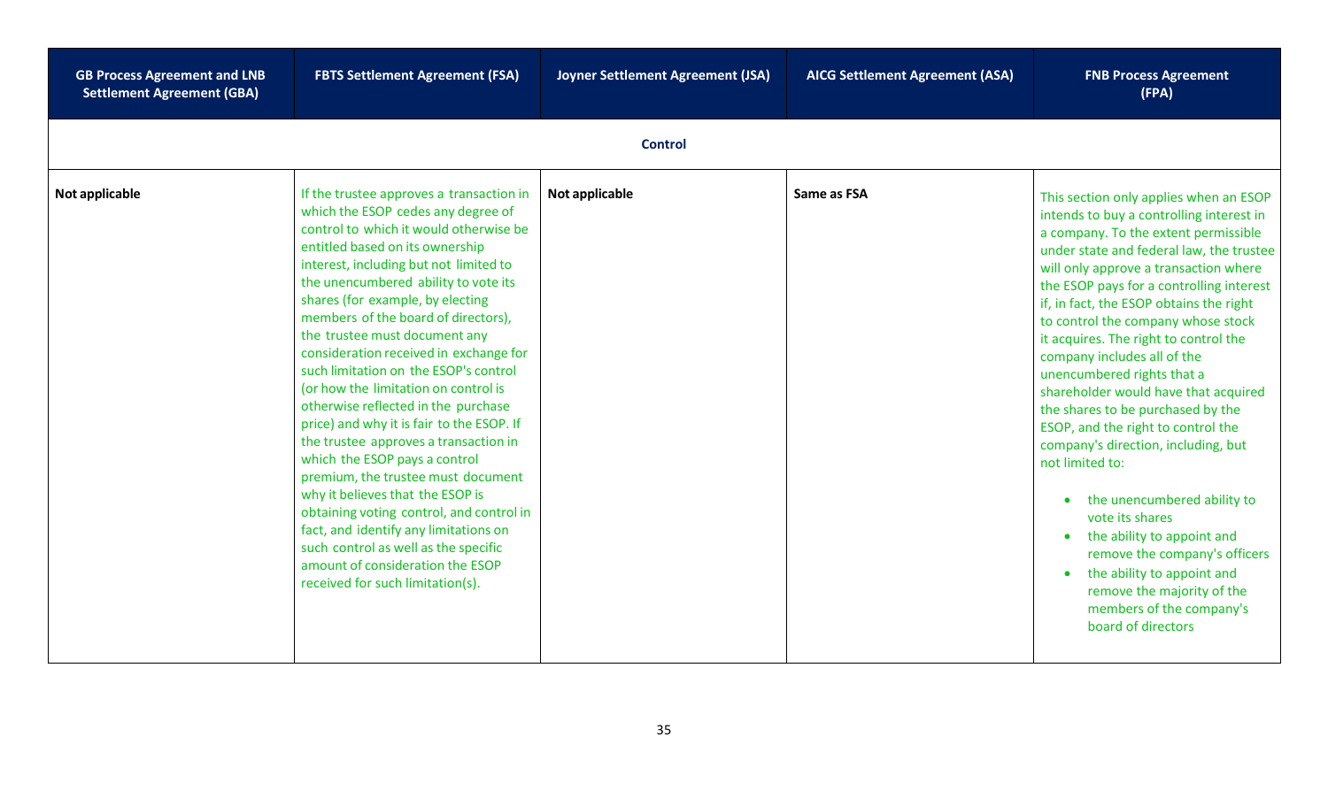| GB Process Agreement and LNB Settlement Agreement (GBA) | FBTS Settlement Agreement (FSA) | Joyner Settlement Agreement (JSA) | AICG Settlement Agreement (ASA) | FNB Process Agreement (FPA) |
|---|---|---|---|---|
| **Control** | | | | |
| **Not applicable** | If the trustee approves a transaction in which the ESOP cedes any degree of control to which it would otherwise be entitled based on its ownership interest, including but not limited to the unencumbered ability to vote its shares (for example, by electing members of the board of directors), the trustee must document any consideration received in exchange for such limitation on the ESOP's control (or how the limitation on control is otherwise reflected in the purchase price) and why it is fair to the ESOP. If the trustee approves a transaction in which the ESOP pays a control premium, the trustee must document why it believes that the ESOP is obtaining voting control, and control in fact, and identify any limitations on such control as well as the specific amount of consideration the ESOP received for such limitation(s). | **Not applicable** | **Same as FSA** | This section only applies when an ESOP intends to buy a controlling interest in a company. To the extent permissible under state and federal law, the trustee will only approve a transaction where the ESOP pays for a controlling interest if, in fact, the ESOP obtains the right to control the company whose stock it acquires. The right to control the company includes all of the unencumbered rights that a shareholder would have that acquired the shares to be purchased by the ESOP, and the right to control the company's direction, including, but not limited to:<br><br>• the unencumbered ability to vote its shares<br>• the ability to appoint and remove the company's officers<br>• the ability to appoint and remove the majority of the members of the company's board of directors |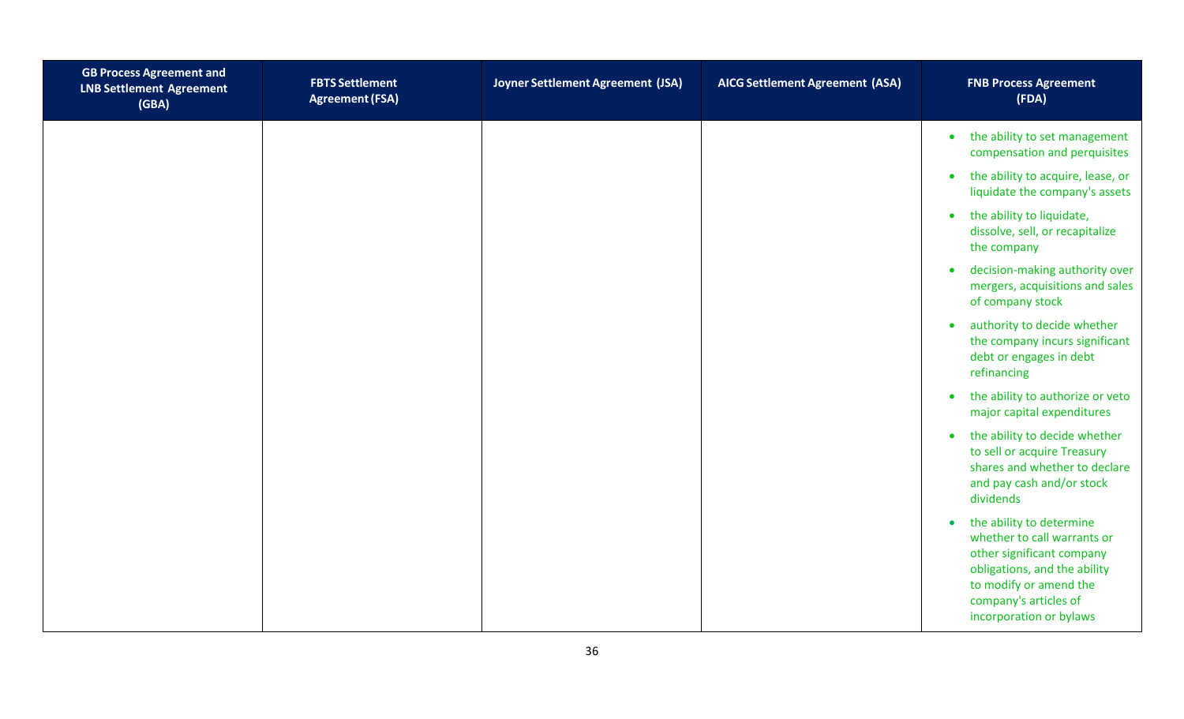| GB Process Agreement and LNB Settlement Agreement (GBA) | FBTS Settlement Agreement (FSA) | Joyner Settlement Agreement (JSA) | AICG Settlement Agreement (ASA) | FNB Process Agreement (FDA) |
|---|---|---|---|---|
| | | | | • the ability to set management compensation and perquisites<br>• the ability to acquire, lease, or liquidate the company's assets<br>• the ability to liquidate, dissolve, sell, or recapitalize the company<br>• decision-making authority over mergers, acquisitions and sales of company stock<br>• authority to decide whether the company incurs significant debt or engages in debt refinancing<br>• the ability to authorize or veto major capital expenditures<br>• the ability to decide whether to sell or acquire Treasury shares and whether to declare and pay cash and/or stock dividends<br>• the ability to determine whether to call warrants or other significant company obligations, and the ability to modify or amend the company's articles of incorporation or bylaws |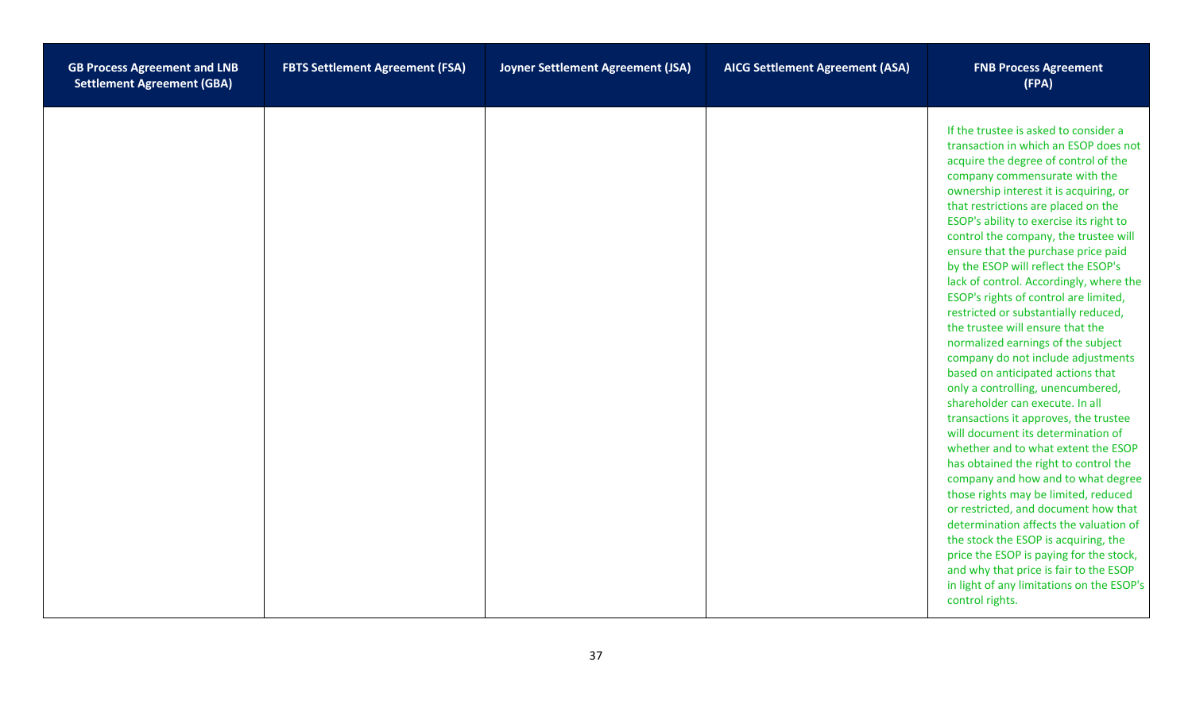| GB Process Agreement and LNB Settlement Agreement (GBA) | FBTS Settlement Agreement (FSA) | Joyner Settlement Agreement (JSA) | AICG Settlement Agreement (ASA) | FNB Process Agreement (FPA) |
|---|---|---|---|---|
| | | | | If the trustee is asked to consider a transaction in which an ESOP does not acquire the degree of control of the company commensurate with the ownership interest it is acquiring, or that restrictions are placed on the ESOP's ability to exercise its right to control the company, the trustee will ensure that the purchase price paid by the ESOP will reflect the ESOP's lack of control. Accordingly, where the ESOP's rights of control are limited, restricted or substantially reduced, the trustee will ensure that the normalized earnings of the subject company do not include adjustments based on anticipated actions that only a controlling, unencumbered, shareholder can execute. In all transactions it approves, the trustee will document its determination of whether and to what extent the ESOP has obtained the right to control the company and how and to what degree those rights may be limited, reduced or restricted, and document how that determination affects the valuation of the stock the ESOP is acquiring, the price the ESOP is paying for the stock, and why that price is fair to the ESOP in light of any limitations on the ESOP's control rights. |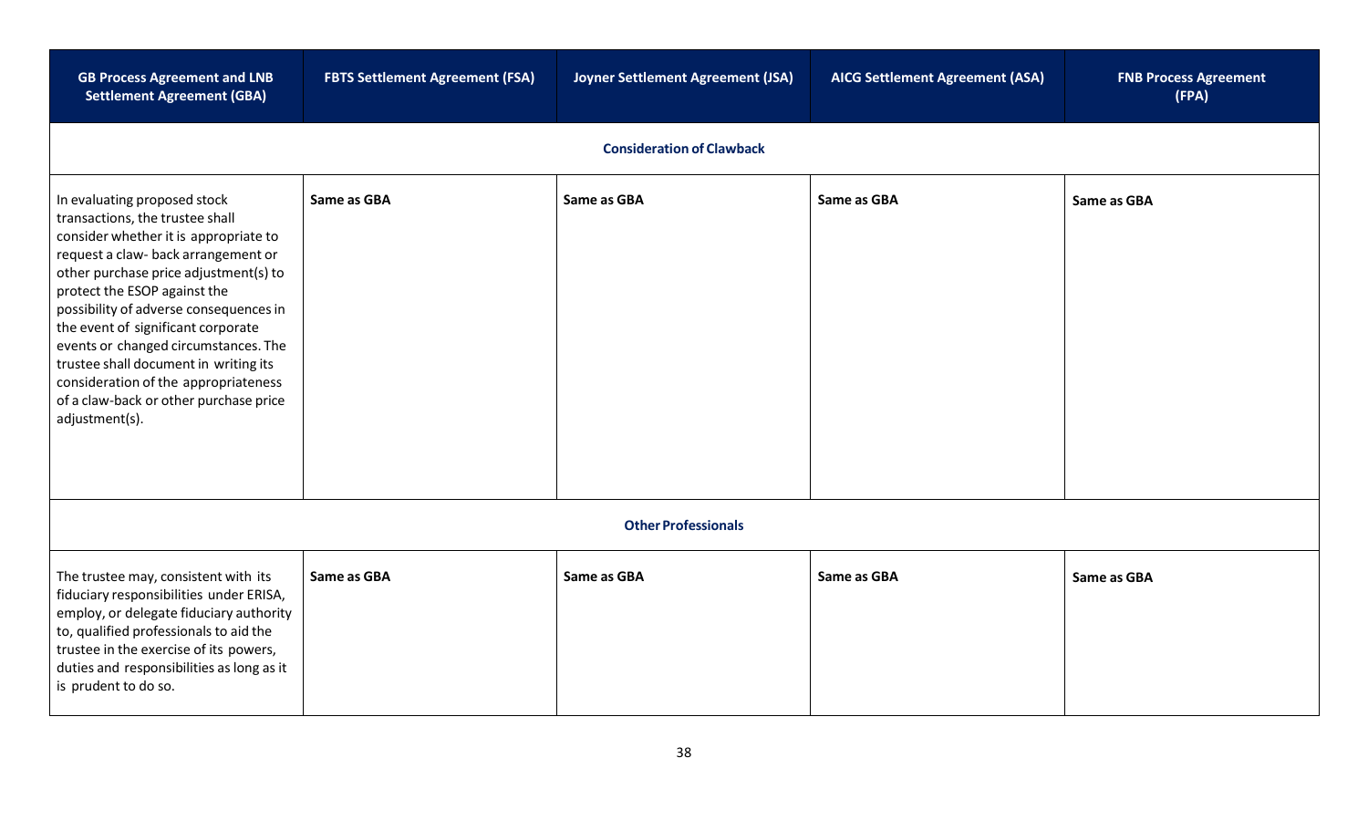| GB Process Agreement and LNB Settlement Agreement (GBA) | FBTS Settlement Agreement (FSA) | Joyner Settlement Agreement (JSA) | AICG Settlement Agreement (ASA) | FNB Process Agreement (FPA) |
|---|---|---|---|---|
| **Consideration of Clawback** | | | | |
| In evaluating proposed stock transactions, the trustee shall consider whether it is appropriate to request a claw- back arrangement or other purchase price adjustment(s) to protect the ESOP against the possibility of adverse consequences in the event of significant corporate events or changed circumstances. The trustee shall document in writing its consideration of the appropriateness of a claw-back or other purchase price adjustment(s). | **Same as GBA** | **Same as GBA** | **Same as GBA** | **Same as GBA** |
| **Other Professionals** | | | | |
| The trustee may, consistent with its fiduciary responsibilities under ERISA, employ, or delegate fiduciary authority to, qualified professionals to aid the trustee in the exercise of its powers, duties and responsibilities as long as it is prudent to do so. | **Same as GBA** | **Same as GBA** | **Same as GBA** | **Same as GBA** |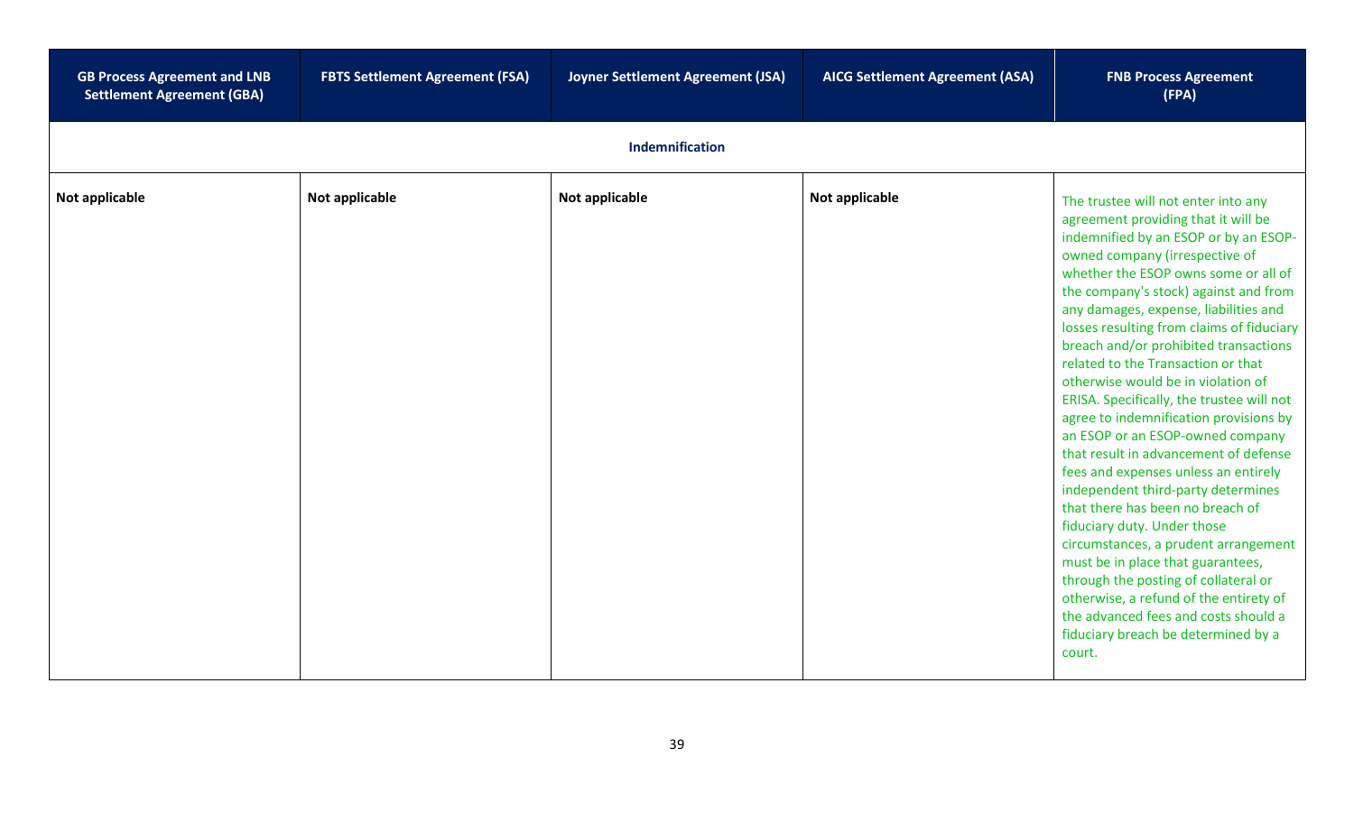| GB Process Agreement and LNB Settlement Agreement (GBA) | FBTS Settlement Agreement (FSA) | Joyner Settlement Agreement (JSA) | AICG Settlement Agreement (ASA) | FNB Process Agreement (FPA) |
|---|---|---|---|---|
| **Indemnification** | | | | |
| **Not applicable** | **Not applicable** | **Not applicable** | **Not applicable** | The trustee will not enter into any agreement providing that it will be indemnified by an ESOP or by an ESOP-owned company (irrespective of whether the ESOP owns some or all of the company's stock) against and from any damages, expense, liabilities and losses resulting from claims of fiduciary breach and/or prohibited transactions related to the Transaction or that otherwise would be in violation of ERISA. Specifically, the trustee will not agree to indemnification provisions by an ESOP or an ESOP-owned company that result in advancement of defense fees and expenses unless an entirely independent third-party determines that there has been no breach of fiduciary duty. Under those circumstances, a prudent arrangement must be in place that guarantees, through the posting of collateral or otherwise, a refund of the entirety of the advanced fees and costs should a fiduciary breach be determined by a court. |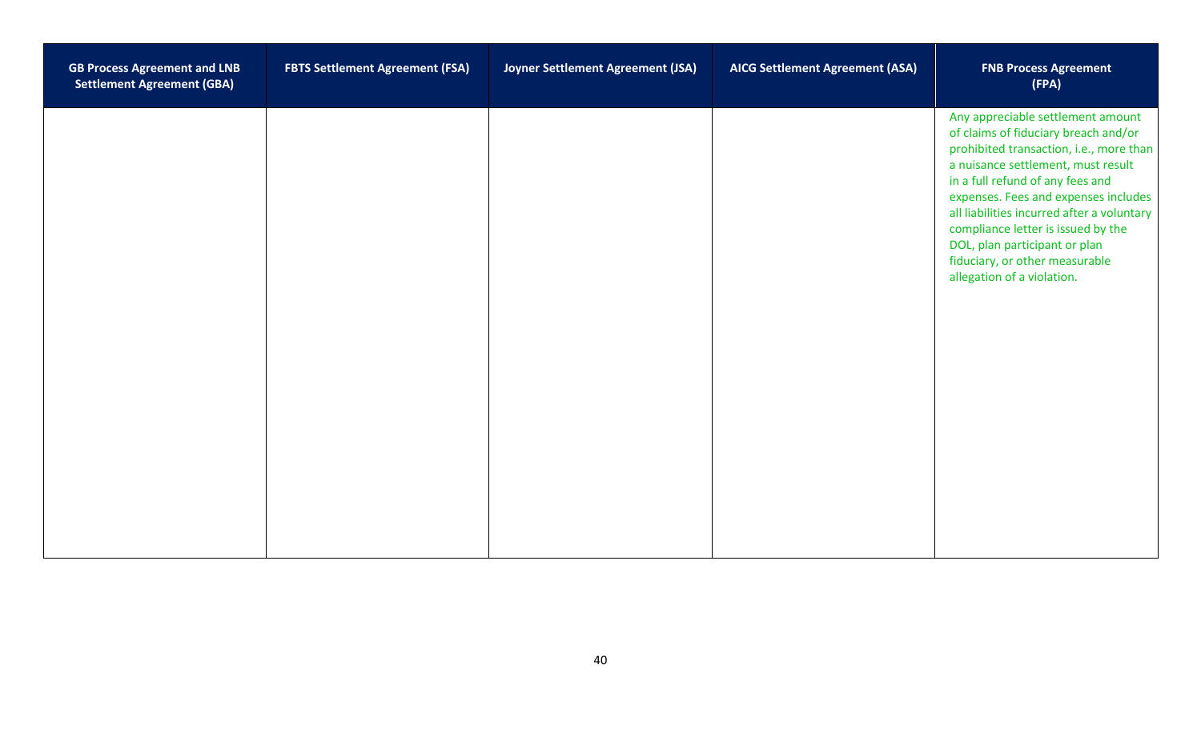| GB Process Agreement and LNB Settlement Agreement (GBA) | FBTS Settlement Agreement (FSA) | Joyner Settlement Agreement (JSA) | AICG Settlement Agreement (ASA) | FNB Process Agreement (FPA) |
|---|---|---|---|---|
| | | | | Any appreciable settlement amount of claims of fiduciary breach and/or prohibited transaction, i.e., more than a nuisance settlement, must result in a full refund of any fees and expenses. Fees and expenses includes all liabilities incurred after a voluntary compliance letter is issued by the DOL, plan participant or plan fiduciary, or other measurable allegation of a violation. |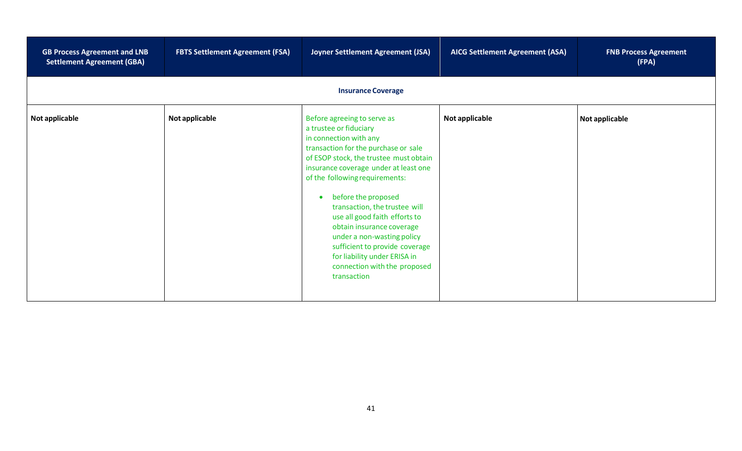| GB Process Agreement and LNB Settlement Agreement (GBA) | FBTS Settlement Agreement (FSA) | Joyner Settlement Agreement (JSA) | AICG Settlement Agreement (ASA) | FNB Process Agreement (FPA) |
|---|---|---|---|---|
| **Insurance Coverage** | | | | |
| **Not applicable** | **Not applicable** | Before agreeing to serve as a trustee or fiduciary in connection with any transaction for the purchase or sale of ESOP stock, the trustee must obtain insurance coverage under at least one of the following requirements:<br><br>• before the proposed transaction, the trustee will use all good faith efforts to obtain insurance coverage under a non-wasting policy sufficient to provide coverage for liability under ERISA in connection with the proposed transaction | **Not applicable** | **Not applicable** |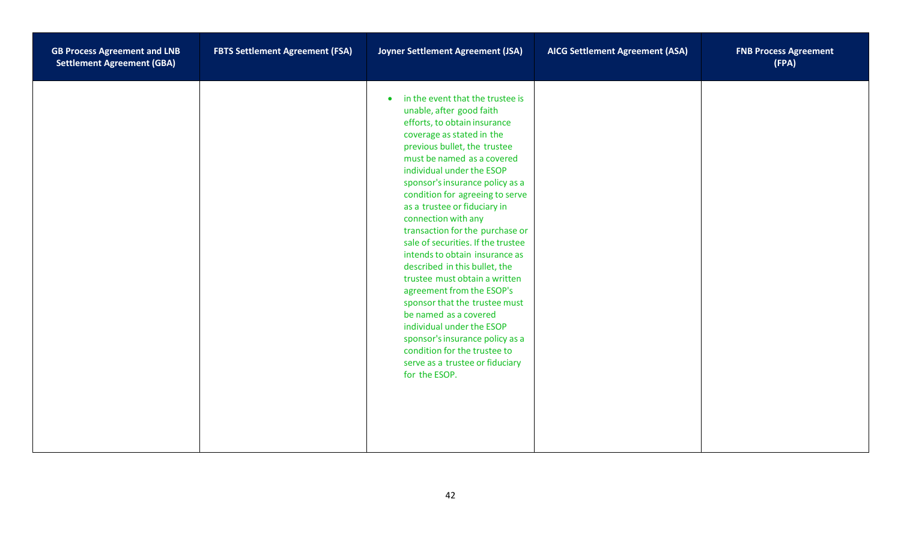| GB Process Agreement and LNB Settlement Agreement (GBA) | FBTS Settlement Agreement (FSA) | Joyner Settlement Agreement (JSA) | AICG Settlement Agreement (ASA) | FNB Process Agreement (FPA) |
|---|---|---|---|---|
| | | • in the event that the trustee is unable, after good faith efforts, to obtain insurance coverage as stated in the previous bullet, the trustee must be named as a covered individual under the ESOP sponsor's insurance policy as a condition for agreeing to serve as a trustee or fiduciary in connection with any transaction for the purchase or sale of securities. If the trustee intends to obtain insurance as described in this bullet, the trustee must obtain a written agreement from the ESOP's sponsor that the trustee must be named as a covered individual under the ESOP sponsor's insurance policy as a condition for the trustee to serve as a trustee or fiduciary for the ESOP. | | |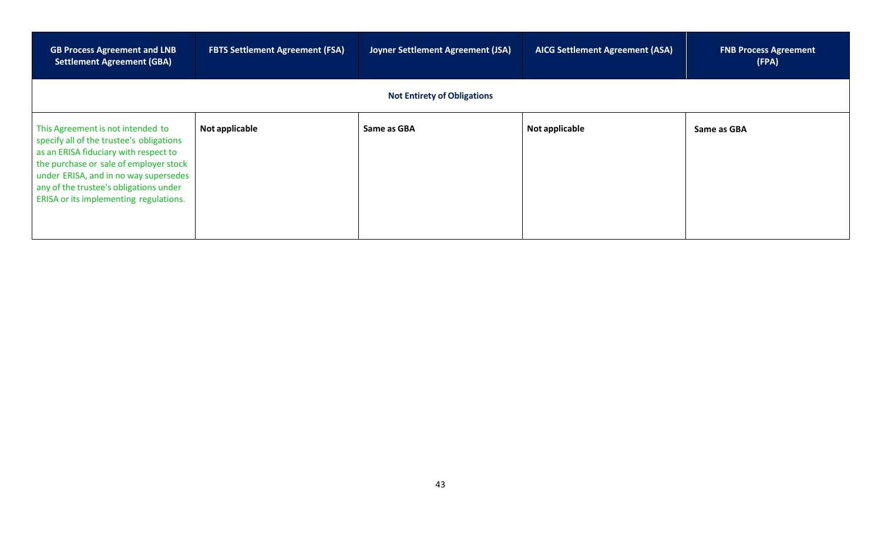| GB Process Agreement and LNB Settlement Agreement (GBA) | FBTS Settlement Agreement (FSA) | Joyner Settlement Agreement (JSA) | AICG Settlement Agreement (ASA) | FNB Process Agreement (FPA) |
|---|---|---|---|---|
| **Not Entirety of Obligations** | | | | |
| This Agreement is not intended to specify all of the trustee's obligations as an ERISA fiduciary with respect to the purchase or sale of employer stock under ERISA, and in no way supersedes any of the trustee's obligations under ERISA or its implementing regulations. | **Not applicable** | **Same as GBA** | **Not applicable** | **Same as GBA** |